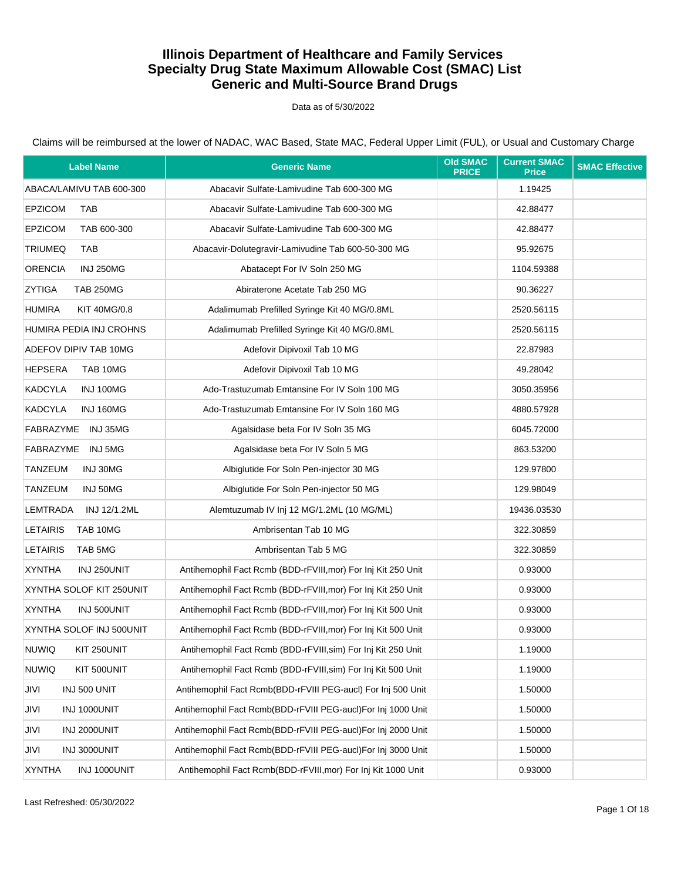# Illinois Department of Healthcare and Family Services
## Specialty Drug State Maximum Allowable Cost (SMAC) List
## Generic and Multi-Source Brand Drugs

Data as of 5/30/2022

Claims will be reimbursed at the lower of NADAC, WAC Based, State MAC, Federal Upper Limit (FUL), or Usual and Customary Charge

| Label Name | Generic Name | Old SMAC PRICE | Current SMAC Price | SMAC Effective |
|---|---|---|---|---|
| ABACA/LAMIVU TAB 600-300 | Abacavir Sulfate-Lamivudine Tab 600-300 MG | | 1.19425 | |
| EPZICOM TAB | Abacavir Sulfate-Lamivudine Tab 600-300 MG | | 42.88477 | |
| EPZICOM TAB 600-300 | Abacavir Sulfate-Lamivudine Tab 600-300 MG | | 42.88477 | |
| TRIUMEQ TAB | Abacavir-Dolutegravir-Lamivudine Tab 600-50-300 MG | | 95.92675 | |
| ORENCIA INJ 250MG | Abatacept For IV Soln 250 MG | | 1104.59388 | |
| ZYTIGA TAB 250MG | Abiraterone Acetate Tab 250 MG | | 90.36227 | |
| HUMIRA KIT 40MG/0.8 | Adalimumab Prefilled Syringe Kit 40 MG/0.8ML | | 2520.56115 | |
| HUMIRA PEDIA INJ CROHNS | Adalimumab Prefilled Syringe Kit 40 MG/0.8ML | | 2520.56115 | |
| ADEFOV DIPIV TAB 10MG | Adefovir Dipivoxil Tab 10 MG | | 22.87983 | |
| HEPSERA TAB 10MG | Adefovir Dipivoxil Tab 10 MG | | 49.28042 | |
| KADCYLA INJ 100MG | Ado-Trastuzumab Emtansine For IV Soln 100 MG | | 3050.35956 | |
| KADCYLA INJ 160MG | Ado-Trastuzumab Emtansine For IV Soln 160 MG | | 4880.57928 | |
| FABRAZYME INJ 35MG | Agalsidase beta For IV Soln 35 MG | | 6045.72000 | |
| FABRAZYME INJ 5MG | Agalsidase beta For IV Soln 5 MG | | 863.53200 | |
| TANZEUM INJ 30MG | Albiglutide For Soln Pen-injector 30 MG | | 129.97800 | |
| TANZEUM INJ 50MG | Albiglutide For Soln Pen-injector 50 MG | | 129.98049 | |
| LEMTRADA INJ 12/1.2ML | Alemtuzumab IV Inj 12 MG/1.2ML (10 MG/ML) | | 19436.03530 | |
| LETAIRIS TAB 10MG | Ambrisentan Tab 10 MG | | 322.30859 | |
| LETAIRIS TAB 5MG | Ambrisentan Tab 5 MG | | 322.30859 | |
| XYNTHA INJ 250UNIT | Antihemophil Fact Rcmb (BDD-rFVIII,mor) For Inj Kit 250 Unit | | 0.93000 | |
| XYNTHA SOLOF KIT 250UNIT | Antihemophil Fact Rcmb (BDD-rFVIII,mor) For Inj Kit 250 Unit | | 0.93000 | |
| XYNTHA INJ 500UNIT | Antihemophil Fact Rcmb (BDD-rFVIII,mor) For Inj Kit 500 Unit | | 0.93000 | |
| XYNTHA SOLOF INJ 500UNIT | Antihemophil Fact Rcmb (BDD-rFVIII,mor) For Inj Kit 500 Unit | | 0.93000 | |
| NUWIQ KIT 250UNIT | Antihemophil Fact Rcmb (BDD-rFVIII,sim) For Inj Kit 250 Unit | | 1.19000 | |
| NUWIQ KIT 500UNIT | Antihemophil Fact Rcmb (BDD-rFVIII,sim) For Inj Kit 500 Unit | | 1.19000 | |
| JIVI INJ 500 UNIT | Antihemophil Fact Rcmb(BDD-rFVIII PEG-aucl) For Inj 500 Unit | | 1.50000 | |
| JIVI INJ 1000UNIT | Antihemophil Fact Rcmb(BDD-rFVIII PEG-aucl)For Inj 1000 Unit | | 1.50000 | |
| JIVI INJ 2000UNIT | Antihemophil Fact Rcmb(BDD-rFVIII PEG-aucl)For Inj 2000 Unit | | 1.50000 | |
| JIVI INJ 3000UNIT | Antihemophil Fact Rcmb(BDD-rFVIII PEG-aucl)For Inj 3000 Unit | | 1.50000 | |
| XYNTHA INJ 1000UNIT | Antihemophil Fact Rcmb(BDD-rFVIII,mor) For Inj Kit 1000 Unit | | 0.93000 | |

Last Refreshed: 05/30/2022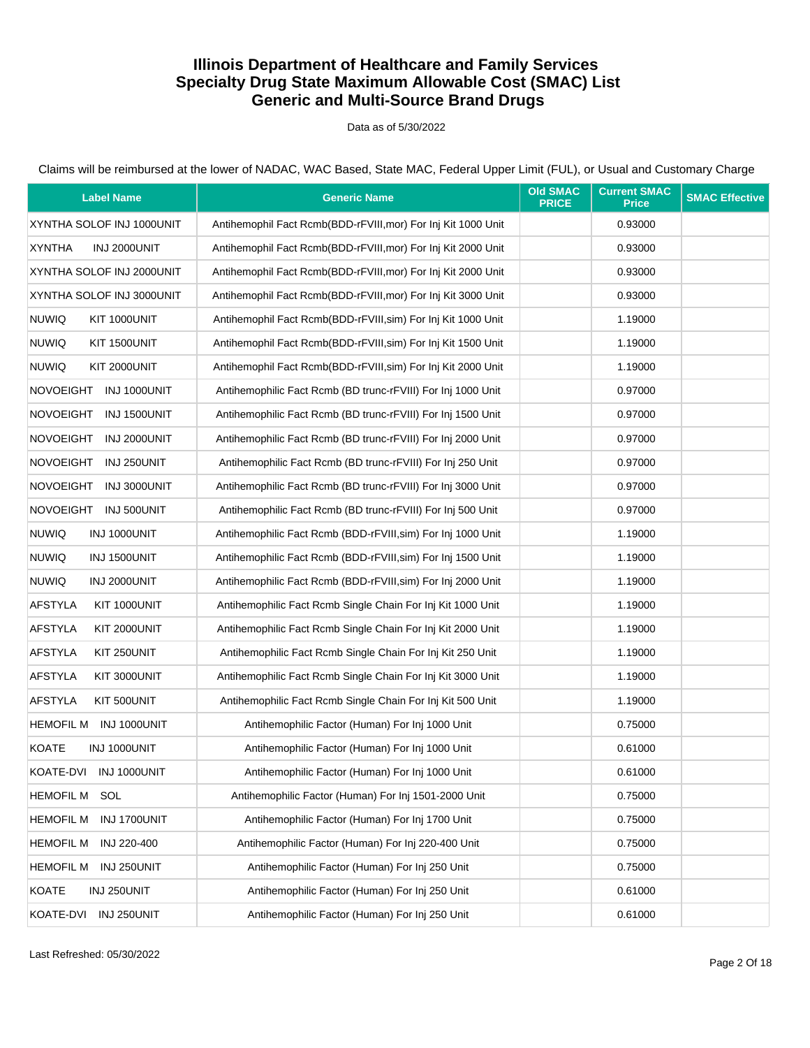# Illinois Department of Healthcare and Family Services
## Specialty Drug State Maximum Allowable Cost (SMAC) List
## Generic and Multi-Source Brand Drugs

Data as of 5/30/2022

Claims will be reimbursed at the lower of NADAC, WAC Based, State MAC, Federal Upper Limit (FUL), or Usual and Customary Charge

| Label Name | Generic Name | Old SMAC PRICE | Current SMAC Price | SMAC Effective |
|---|---|---|---|---|
| XYNTHA SOLOF INJ 1000UNIT | Antihemophil Fact Rcmb(BDD-rFVIII,mor) For Inj Kit 1000 Unit | | 0.93000 | |
| XYNTHA INJ 2000UNIT | Antihemophil Fact Rcmb(BDD-rFVIII,mor) For Inj Kit 2000 Unit | | 0.93000 | |
| XYNTHA SOLOF INJ 2000UNIT | Antihemophil Fact Rcmb(BDD-rFVIII,mor) For Inj Kit 2000 Unit | | 0.93000 | |
| XYNTHA SOLOF INJ 3000UNIT | Antihemophil Fact Rcmb(BDD-rFVIII,mor) For Inj Kit 3000 Unit | | 0.93000 | |
| NUWIQ KIT 1000UNIT | Antihemophil Fact Rcmb(BDD-rFVIII,sim) For Inj Kit 1000 Unit | | 1.19000 | |
| NUWIQ KIT 1500UNIT | Antihemophil Fact Rcmb(BDD-rFVIII,sim) For Inj Kit 1500 Unit | | 1.19000 | |
| NUWIQ KIT 2000UNIT | Antihemophil Fact Rcmb(BDD-rFVIII,sim) For Inj Kit 2000 Unit | | 1.19000 | |
| NOVOEIGHT INJ 1000UNIT | Antihemophilic Fact Rcmb (BD trunc-rFVIII) For Inj 1000 Unit | | 0.97000 | |
| NOVOEIGHT INJ 1500UNIT | Antihemophilic Fact Rcmb (BD trunc-rFVIII) For Inj 1500 Unit | | 0.97000 | |
| NOVOEIGHT INJ 2000UNIT | Antihemophilic Fact Rcmb (BD trunc-rFVIII) For Inj 2000 Unit | | 0.97000 | |
| NOVOEIGHT INJ 250UNIT | Antihemophilic Fact Rcmb (BD trunc-rFVIII) For Inj 250 Unit | | 0.97000 | |
| NOVOEIGHT INJ 3000UNIT | Antihemophilic Fact Rcmb (BD trunc-rFVIII) For Inj 3000 Unit | | 0.97000 | |
| NOVOEIGHT INJ 500UNIT | Antihemophilic Fact Rcmb (BD trunc-rFVIII) For Inj 500 Unit | | 0.97000 | |
| NUWIQ INJ 1000UNIT | Antihemophilic Fact Rcmb (BDD-rFVIII,sim) For Inj 1000 Unit | | 1.19000 | |
| NUWIQ INJ 1500UNIT | Antihemophilic Fact Rcmb (BDD-rFVIII,sim) For Inj 1500 Unit | | 1.19000 | |
| NUWIQ INJ 2000UNIT | Antihemophilic Fact Rcmb (BDD-rFVIII,sim) For Inj 2000 Unit | | 1.19000 | |
| AFSTYLA KIT 1000UNIT | Antihemophilic Fact Rcmb Single Chain For Inj Kit 1000 Unit | | 1.19000 | |
| AFSTYLA KIT 2000UNIT | Antihemophilic Fact Rcmb Single Chain For Inj Kit 2000 Unit | | 1.19000 | |
| AFSTYLA KIT 250UNIT | Antihemophilic Fact Rcmb Single Chain For Inj Kit 250 Unit | | 1.19000 | |
| AFSTYLA KIT 3000UNIT | Antihemophilic Fact Rcmb Single Chain For Inj Kit 3000 Unit | | 1.19000 | |
| AFSTYLA KIT 500UNIT | Antihemophilic Fact Rcmb Single Chain For Inj Kit 500 Unit | | 1.19000 | |
| HEMOFIL M INJ 1000UNIT | Antihemophilic Factor (Human) For Inj 1000 Unit | | 0.75000 | |
| KOATE INJ 1000UNIT | Antihemophilic Factor (Human) For Inj 1000 Unit | | 0.61000 | |
| KOATE-DVI INJ 1000UNIT | Antihemophilic Factor (Human) For Inj 1000 Unit | | 0.61000 | |
| HEMOFIL M SOL | Antihemophilic Factor (Human) For Inj 1501-2000 Unit | | 0.75000 | |
| HEMOFIL M INJ 1700UNIT | Antihemophilic Factor (Human) For Inj 1700 Unit | | 0.75000 | |
| HEMOFIL M INJ 220-400 | Antihemophilic Factor (Human) For Inj 220-400 Unit | | 0.75000 | |
| HEMOFIL M INJ 250UNIT | Antihemophilic Factor (Human) For Inj 250 Unit | | 0.75000 | |
| KOATE INJ 250UNIT | Antihemophilic Factor (Human) For Inj 250 Unit | | 0.61000 | |
| KOATE-DVI INJ 250UNIT | Antihemophilic Factor (Human) For Inj 250 Unit | | 0.61000 | |

Last Refreshed: 05/30/2022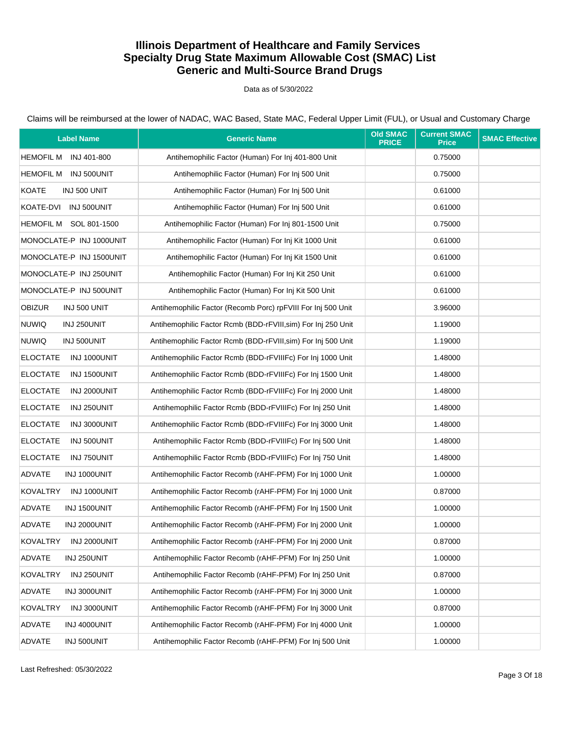# Illinois Department of Healthcare and Family Services
## Specialty Drug State Maximum Allowable Cost (SMAC) List
## Generic and Multi-Source Brand Drugs

Data as of 5/30/2022

Claims will be reimbursed at the lower of NADAC, WAC Based, State MAC, Federal Upper Limit (FUL), or Usual and Customary Charge

| Label Name | Generic Name | Old SMAC PRICE | Current SMAC Price | SMAC Effective |
|---|---|---|---|---|
| HEMOFIL M INJ 401-800 | Antihemophilic Factor (Human) For Inj 401-800 Unit | | 0.75000 | |
| HEMOFIL M INJ 500UNIT | Antihemophilic Factor (Human) For Inj 500 Unit | | 0.75000 | |
| KOATE INJ 500 UNIT | Antihemophilic Factor (Human) For Inj 500 Unit | | 0.61000 | |
| KOATE-DVI INJ 500UNIT | Antihemophilic Factor (Human) For Inj 500 Unit | | 0.61000 | |
| HEMOFIL M SOL 801-1500 | Antihemophilic Factor (Human) For Inj 801-1500 Unit | | 0.75000 | |
| MONOCLATE-P INJ 1000UNIT | Antihemophilic Factor (Human) For Inj Kit 1000 Unit | | 0.61000 | |
| MONOCLATE-P INJ 1500UNIT | Antihemophilic Factor (Human) For Inj Kit 1500 Unit | | 0.61000 | |
| MONOCLATE-P INJ 250UNIT | Antihemophilic Factor (Human) For Inj Kit 250 Unit | | 0.61000 | |
| MONOCLATE-P INJ 500UNIT | Antihemophilic Factor (Human) For Inj Kit 500 Unit | | 0.61000 | |
| OBIZUR INJ 500 UNIT | Antihemophilic Factor (Recomb Porc) rpFVIII For Inj 500 Unit | | 3.96000 | |
| NUWIQ INJ 250UNIT | Antihemophilic Factor Rcmb (BDD-rFVIII,sim) For Inj 250 Unit | | 1.19000 | |
| NUWIQ INJ 500UNIT | Antihemophilic Factor Rcmb (BDD-rFVIII,sim) For Inj 500 Unit | | 1.19000 | |
| ELOCTATE INJ 1000UNIT | Antihemophilic Factor Rcmb (BDD-rFVIIIFc) For Inj 1000 Unit | | 1.48000 | |
| ELOCTATE INJ 1500UNIT | Antihemophilic Factor Rcmb (BDD-rFVIIIFc) For Inj 1500 Unit | | 1.48000 | |
| ELOCTATE INJ 2000UNIT | Antihemophilic Factor Rcmb (BDD-rFVIIIFc) For Inj 2000 Unit | | 1.48000 | |
| ELOCTATE INJ 250UNIT | Antihemophilic Factor Rcmb (BDD-rFVIIIFc) For Inj 250 Unit | | 1.48000 | |
| ELOCTATE INJ 3000UNIT | Antihemophilic Factor Rcmb (BDD-rFVIIIFc) For Inj 3000 Unit | | 1.48000 | |
| ELOCTATE INJ 500UNIT | Antihemophilic Factor Rcmb (BDD-rFVIIIFc) For Inj 500 Unit | | 1.48000 | |
| ELOCTATE INJ 750UNIT | Antihemophilic Factor Rcmb (BDD-rFVIIIFc) For Inj 750 Unit | | 1.48000 | |
| ADVATE INJ 1000UNIT | Antihemophilic Factor Recomb (rAHF-PFM) For Inj 1000 Unit | | 1.00000 | |
| KOVALTRY INJ 1000UNIT | Antihemophilic Factor Recomb (rAHF-PFM) For Inj 1000 Unit | | 0.87000 | |
| ADVATE INJ 1500UNIT | Antihemophilic Factor Recomb (rAHF-PFM) For Inj 1500 Unit | | 1.00000 | |
| ADVATE INJ 2000UNIT | Antihemophilic Factor Recomb (rAHF-PFM) For Inj 2000 Unit | | 1.00000 | |
| KOVALTRY INJ 2000UNIT | Antihemophilic Factor Recomb (rAHF-PFM) For Inj 2000 Unit | | 0.87000 | |
| ADVATE INJ 250UNIT | Antihemophilic Factor Recomb (rAHF-PFM) For Inj 250 Unit | | 1.00000 | |
| KOVALTRY INJ 250UNIT | Antihemophilic Factor Recomb (rAHF-PFM) For Inj 250 Unit | | 0.87000 | |
| ADVATE INJ 3000UNIT | Antihemophilic Factor Recomb (rAHF-PFM) For Inj 3000 Unit | | 1.00000 | |
| KOVALTRY INJ 3000UNIT | Antihemophilic Factor Recomb (rAHF-PFM) For Inj 3000 Unit | | 0.87000 | |
| ADVATE INJ 4000UNIT | Antihemophilic Factor Recomb (rAHF-PFM) For Inj 4000 Unit | | 1.00000 | |
| ADVATE INJ 500UNIT | Antihemophilic Factor Recomb (rAHF-PFM) For Inj 500 Unit | | 1.00000 | |

Last Refreshed: 05/30/2022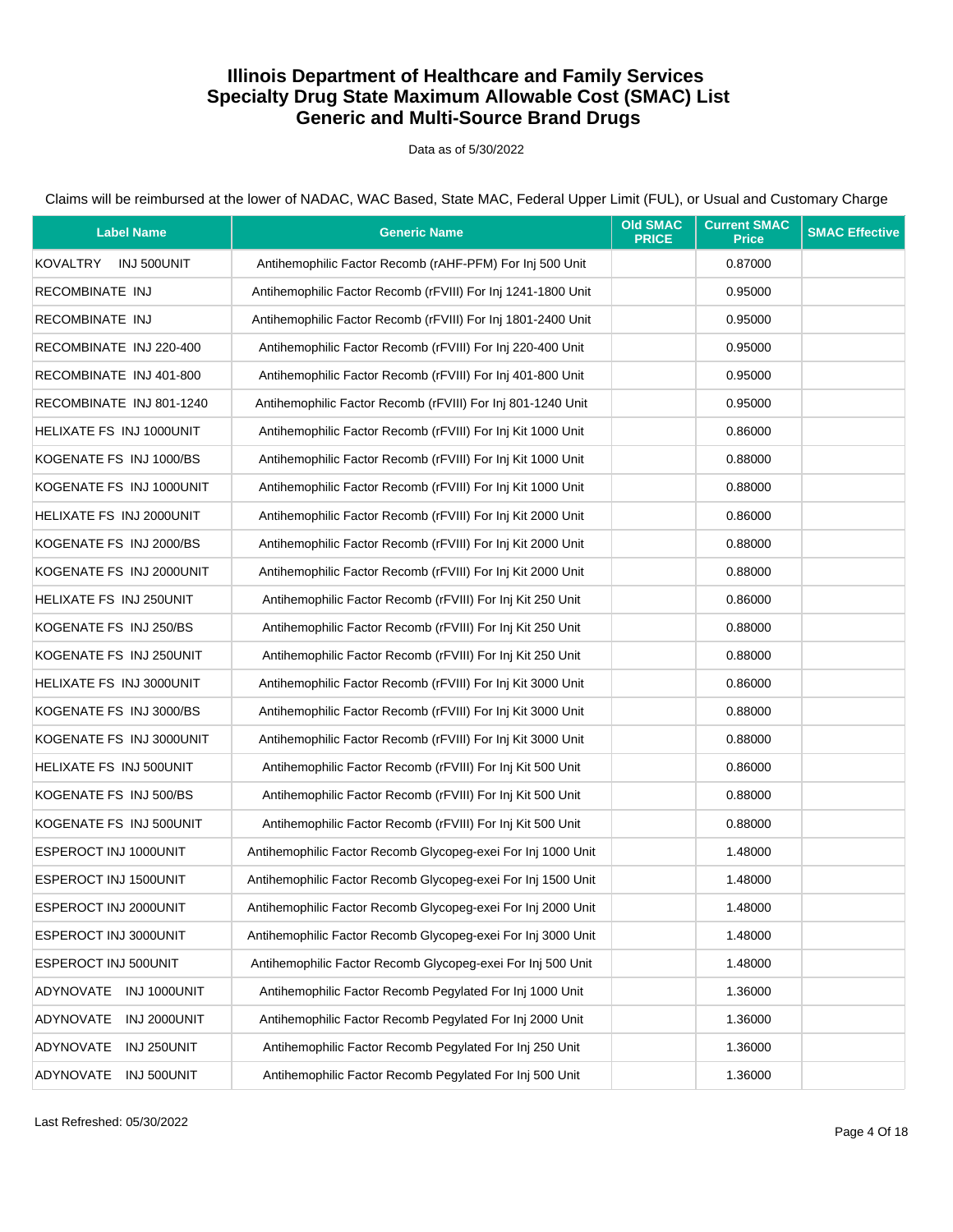# Illinois Department of Healthcare and Family Services
# Specialty Drug State Maximum Allowable Cost (SMAC) List
# Generic and Multi-Source Brand Drugs

Data as of 5/30/2022

Claims will be reimbursed at the lower of NADAC, WAC Based, State MAC, Federal Upper Limit (FUL), or Usual and Customary Charge

| Label Name | Generic Name | Old SMAC PRICE | Current SMAC Price | SMAC Effective |
|---|---|---|---|---|
| KOVALTRY INJ 500UNIT | Antihemophilic Factor Recomb (rAHF-PFM) For Inj 500 Unit | | 0.87000 | |
| RECOMBINATE INJ | Antihemophilic Factor Recomb (rFVIII) For Inj 1241-1800 Unit | | 0.95000 | |
| RECOMBINATE INJ | Antihemophilic Factor Recomb (rFVIII) For Inj 1801-2400 Unit | | 0.95000 | |
| RECOMBINATE INJ 220-400 | Antihemophilic Factor Recomb (rFVIII) For Inj 220-400 Unit | | 0.95000 | |
| RECOMBINATE INJ 401-800 | Antihemophilic Factor Recomb (rFVIII) For Inj 401-800 Unit | | 0.95000 | |
| RECOMBINATE INJ 801-1240 | Antihemophilic Factor Recomb (rFVIII) For Inj 801-1240 Unit | | 0.95000 | |
| HELIXATE FS INJ 1000UNIT | Antihemophilic Factor Recomb (rFVIII) For Inj Kit 1000 Unit | | 0.86000 | |
| KOGENATE FS INJ 1000/BS | Antihemophilic Factor Recomb (rFVIII) For Inj Kit 1000 Unit | | 0.88000 | |
| KOGENATE FS INJ 1000UNIT | Antihemophilic Factor Recomb (rFVIII) For Inj Kit 1000 Unit | | 0.88000 | |
| HELIXATE FS INJ 2000UNIT | Antihemophilic Factor Recomb (rFVIII) For Inj Kit 2000 Unit | | 0.86000 | |
| KOGENATE FS INJ 2000/BS | Antihemophilic Factor Recomb (rFVIII) For Inj Kit 2000 Unit | | 0.88000 | |
| KOGENATE FS INJ 2000UNIT | Antihemophilic Factor Recomb (rFVIII) For Inj Kit 2000 Unit | | 0.88000 | |
| HELIXATE FS INJ 250UNIT | Antihemophilic Factor Recomb (rFVIII) For Inj Kit 250 Unit | | 0.86000 | |
| KOGENATE FS INJ 250/BS | Antihemophilic Factor Recomb (rFVIII) For Inj Kit 250 Unit | | 0.88000 | |
| KOGENATE FS INJ 250UNIT | Antihemophilic Factor Recomb (rFVIII) For Inj Kit 250 Unit | | 0.88000 | |
| HELIXATE FS INJ 3000UNIT | Antihemophilic Factor Recomb (rFVIII) For Inj Kit 3000 Unit | | 0.86000 | |
| KOGENATE FS INJ 3000/BS | Antihemophilic Factor Recomb (rFVIII) For Inj Kit 3000 Unit | | 0.88000 | |
| KOGENATE FS INJ 3000UNIT | Antihemophilic Factor Recomb (rFVIII) For Inj Kit 3000 Unit | | 0.88000 | |
| HELIXATE FS INJ 500UNIT | Antihemophilic Factor Recomb (rFVIII) For Inj Kit 500 Unit | | 0.86000 | |
| KOGENATE FS INJ 500/BS | Antihemophilic Factor Recomb (rFVIII) For Inj Kit 500 Unit | | 0.88000 | |
| KOGENATE FS INJ 500UNIT | Antihemophilic Factor Recomb (rFVIII) For Inj Kit 500 Unit | | 0.88000 | |
| ESPEROCT INJ 1000UNIT | Antihemophilic Factor Recomb Glycopeg-exei For Inj 1000 Unit | | 1.48000 | |
| ESPEROCT INJ 1500UNIT | Antihemophilic Factor Recomb Glycopeg-exei For Inj 1500 Unit | | 1.48000 | |
| ESPEROCT INJ 2000UNIT | Antihemophilic Factor Recomb Glycopeg-exei For Inj 2000 Unit | | 1.48000 | |
| ESPEROCT INJ 3000UNIT | Antihemophilic Factor Recomb Glycopeg-exei For Inj 3000 Unit | | 1.48000 | |
| ESPEROCT INJ 500UNIT | Antihemophilic Factor Recomb Glycopeg-exei For Inj 500 Unit | | 1.48000 | |
| ADYNOVATE INJ 1000UNIT | Antihemophilic Factor Recomb Pegylated For Inj 1000 Unit | | 1.36000 | |
| ADYNOVATE INJ 2000UNIT | Antihemophilic Factor Recomb Pegylated For Inj 2000 Unit | | 1.36000 | |
| ADYNOVATE INJ 250UNIT | Antihemophilic Factor Recomb Pegylated For Inj 250 Unit | | 1.36000 | |
| ADYNOVATE INJ 500UNIT | Antihemophilic Factor Recomb Pegylated For Inj 500 Unit | | 1.36000 | |

Last Refreshed: 05/30/2022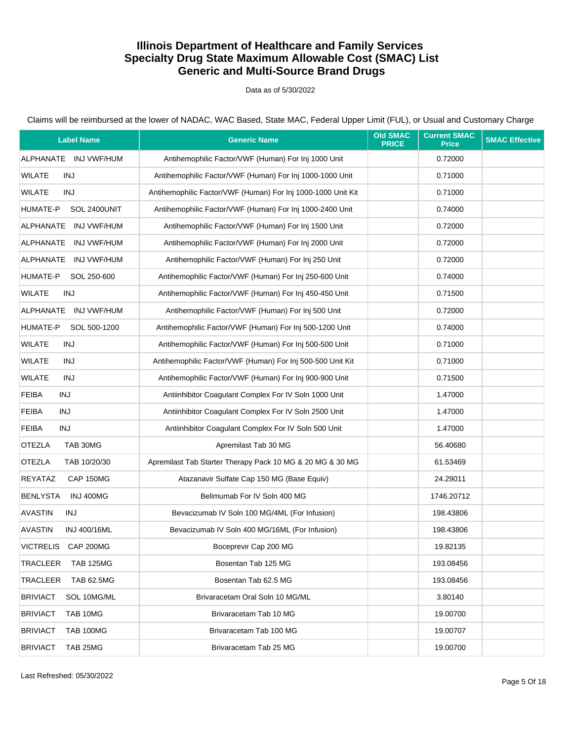# Illinois Department of Healthcare and Family Services
# Specialty Drug State Maximum Allowable Cost (SMAC) List
# Generic and Multi-Source Brand Drugs

Data as of 5/30/2022

Claims will be reimbursed at the lower of NADAC, WAC Based, State MAC, Federal Upper Limit (FUL), or Usual and Customary Charge

| Label Name | Generic Name | Old SMAC PRICE | Current SMAC Price | SMAC Effective |
|---|---|---|---|---|
| ALPHANATE INJ VWF/HUM | Antihemophilic Factor/VWF (Human) For Inj 1000 Unit | | 0.72000 | |
| WILATE INJ | Antihemophilic Factor/VWF (Human) For Inj 1000-1000 Unit | | 0.71000 | |
| WILATE INJ | Antihemophilic Factor/VWF (Human) For Inj 1000-1000 Unit Kit | | 0.71000 | |
| HUMATE-P SOL 2400UNIT | Antihemophilic Factor/VWF (Human) For Inj 1000-2400 Unit | | 0.74000 | |
| ALPHANATE INJ VWF/HUM | Antihemophilic Factor/VWF (Human) For Inj 1500 Unit | | 0.72000 | |
| ALPHANATE INJ VWF/HUM | Antihemophilic Factor/VWF (Human) For Inj 2000 Unit | | 0.72000 | |
| ALPHANATE INJ VWF/HUM | Antihemophilic Factor/VWF (Human) For Inj 250 Unit | | 0.72000 | |
| HUMATE-P SOL 250-600 | Antihemophilic Factor/VWF (Human) For Inj 250-600 Unit | | 0.74000 | |
| WILATE INJ | Antihemophilic Factor/VWF (Human) For Inj 450-450 Unit | | 0.71500 | |
| ALPHANATE INJ VWF/HUM | Antihemophilic Factor/VWF (Human) For Inj 500 Unit | | 0.72000 | |
| HUMATE-P SOL 500-1200 | Antihemophilic Factor/VWF (Human) For Inj 500-1200 Unit | | 0.74000 | |
| WILATE INJ | Antihemophilic Factor/VWF (Human) For Inj 500-500 Unit | | 0.71000 | |
| WILATE INJ | Antihemophilic Factor/VWF (Human) For Inj 500-500 Unit Kit | | 0.71000 | |
| WILATE INJ | Antihemophilic Factor/VWF (Human) For Inj 900-900 Unit | | 0.71500 | |
| FEIBA INJ | Antiinhibitor Coagulant Complex For IV Soln 1000 Unit | | 1.47000 | |
| FEIBA INJ | Antiinhibitor Coagulant Complex For IV Soln 2500 Unit | | 1.47000 | |
| FEIBA INJ | Antiinhibitor Coagulant Complex For IV Soln 500 Unit | | 1.47000 | |
| OTEZLA TAB 30MG | Apremilast Tab 30 MG | | 56.40680 | |
| OTEZLA TAB 10/20/30 | Apremilast Tab Starter Therapy Pack 10 MG & 20 MG & 30 MG | | 61.53469 | |
| REYATAZ CAP 150MG | Atazanavir Sulfate Cap 150 MG (Base Equiv) | | 24.29011 | |
| BENLYSTA INJ 400MG | Belimumab For IV Soln 400 MG | | 1746.20712 | |
| AVASTIN INJ | Bevacizumab IV Soln 100 MG/4ML (For Infusion) | | 198.43806 | |
| AVASTIN INJ 400/16ML | Bevacizumab IV Soln 400 MG/16ML (For Infusion) | | 198.43806 | |
| VICTRELIS CAP 200MG | Boceprevir Cap 200 MG | | 19.82135 | |
| TRACLEER TAB 125MG | Bosentan Tab 125 MG | | 193.08456 | |
| TRACLEER TAB 62.5MG | Bosentan Tab 62.5 MG | | 193.08456 | |
| BRIVIACT SOL 10MG/ML | Brivaracetam Oral Soln 10 MG/ML | | 3.80140 | |
| BRIVIACT TAB 10MG | Brivaracetam Tab 10 MG | | 19.00700 | |
| BRIVIACT TAB 100MG | Brivaracetam Tab 100 MG | | 19.00707 | |
| BRIVIACT TAB 25MG | Brivaracetam Tab 25 MG | | 19.00700 | |

Last Refreshed: 05/30/2022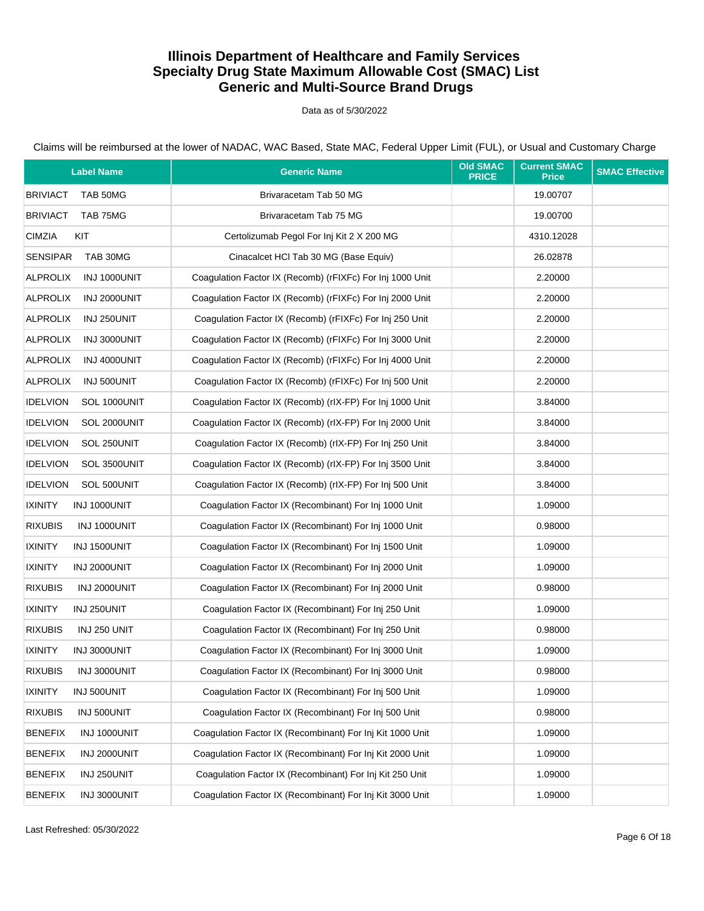# Illinois Department of Healthcare and Family Services
# Specialty Drug State Maximum Allowable Cost (SMAC) List
# Generic and Multi-Source Brand Drugs

Data as of 5/30/2022

Claims will be reimbursed at the lower of NADAC, WAC Based, State MAC, Federal Upper Limit (FUL), or Usual and Customary Charge

| Label Name | Generic Name | Old SMAC PRICE | Current SMAC Price | SMAC Effective |
|---|---|---|---|---|
| BRIVIACT TAB 50MG | Brivaracetam Tab 50 MG | | 19.00707 | |
| BRIVIACT TAB 75MG | Brivaracetam Tab 75 MG | | 19.00700 | |
| CIMZIA KIT | Certolizumab Pegol For Inj Kit 2 X 200 MG | | 4310.12028 | |
| SENSIPAR TAB 30MG | Cinacalcet HCl Tab 30 MG (Base Equiv) | | 26.02878 | |
| ALPROLIX INJ 1000UNIT | Coagulation Factor IX (Recomb) (rFIXFc) For Inj 1000 Unit | | 2.20000 | |
| ALPROLIX INJ 2000UNIT | Coagulation Factor IX (Recomb) (rFIXFc) For Inj 2000 Unit | | 2.20000 | |
| ALPROLIX INJ 250UNIT | Coagulation Factor IX (Recomb) (rFIXFc) For Inj 250 Unit | | 2.20000 | |
| ALPROLIX INJ 3000UNIT | Coagulation Factor IX (Recomb) (rFIXFc) For Inj 3000 Unit | | 2.20000 | |
| ALPROLIX INJ 4000UNIT | Coagulation Factor IX (Recomb) (rFIXFc) For Inj 4000 Unit | | 2.20000 | |
| ALPROLIX INJ 500UNIT | Coagulation Factor IX (Recomb) (rFIXFc) For Inj 500 Unit | | 2.20000 | |
| IDELVION SOL 1000UNIT | Coagulation Factor IX (Recomb) (rIX-FP) For Inj 1000 Unit | | 3.84000 | |
| IDELVION SOL 2000UNIT | Coagulation Factor IX (Recomb) (rIX-FP) For Inj 2000 Unit | | 3.84000 | |
| IDELVION SOL 250UNIT | Coagulation Factor IX (Recomb) (rIX-FP) For Inj 250 Unit | | 3.84000 | |
| IDELVION SOL 3500UNIT | Coagulation Factor IX (Recomb) (rIX-FP) For Inj 3500 Unit | | 3.84000 | |
| IDELVION SOL 500UNIT | Coagulation Factor IX (Recomb) (rIX-FP) For Inj 500 Unit | | 3.84000 | |
| IXINITY INJ 1000UNIT | Coagulation Factor IX (Recombinant) For Inj 1000 Unit | | 1.09000 | |
| RIXUBIS INJ 1000UNIT | Coagulation Factor IX (Recombinant) For Inj 1000 Unit | | 0.98000 | |
| IXINITY INJ 1500UNIT | Coagulation Factor IX (Recombinant) For Inj 1500 Unit | | 1.09000 | |
| IXINITY INJ 2000UNIT | Coagulation Factor IX (Recombinant) For Inj 2000 Unit | | 1.09000 | |
| RIXUBIS INJ 2000UNIT | Coagulation Factor IX (Recombinant) For Inj 2000 Unit | | 0.98000 | |
| IXINITY INJ 250UNIT | Coagulation Factor IX (Recombinant) For Inj 250 Unit | | 1.09000 | |
| RIXUBIS INJ 250 UNIT | Coagulation Factor IX (Recombinant) For Inj 250 Unit | | 0.98000 | |
| IXINITY INJ 3000UNIT | Coagulation Factor IX (Recombinant) For Inj 3000 Unit | | 1.09000 | |
| RIXUBIS INJ 3000UNIT | Coagulation Factor IX (Recombinant) For Inj 3000 Unit | | 0.98000 | |
| IXINITY INJ 500UNIT | Coagulation Factor IX (Recombinant) For Inj 500 Unit | | 1.09000 | |
| RIXUBIS INJ 500UNIT | Coagulation Factor IX (Recombinant) For Inj 500 Unit | | 0.98000 | |
| BENEFIX INJ 1000UNIT | Coagulation Factor IX (Recombinant) For Inj Kit 1000 Unit | | 1.09000 | |
| BENEFIX INJ 2000UNIT | Coagulation Factor IX (Recombinant) For Inj Kit 2000 Unit | | 1.09000 | |
| BENEFIX INJ 250UNIT | Coagulation Factor IX (Recombinant) For Inj Kit 250 Unit | | 1.09000 | |
| BENEFIX INJ 3000UNIT | Coagulation Factor IX (Recombinant) For Inj Kit 3000 Unit | | 1.09000 | |

Last Refreshed: 05/30/2022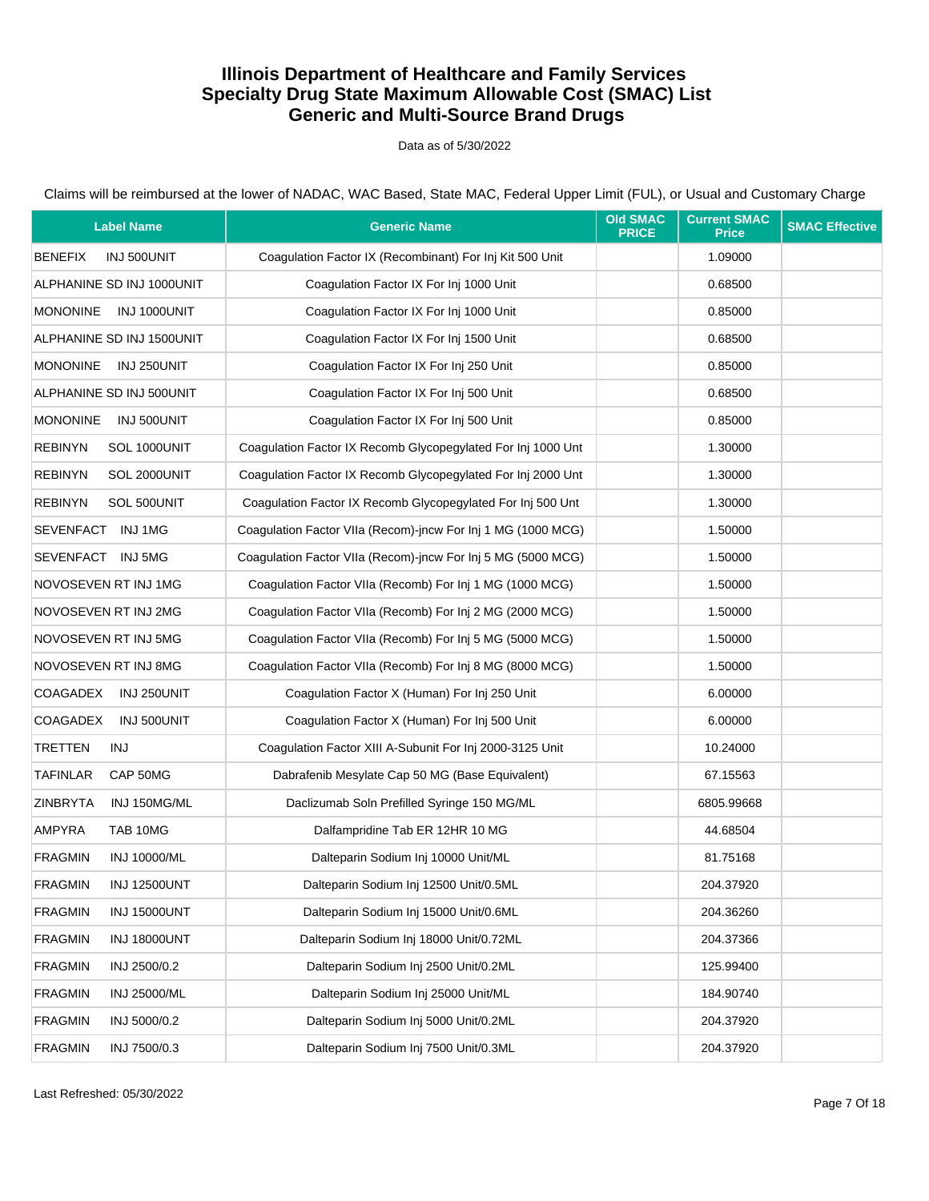# Illinois Department of Healthcare and Family Services
# Specialty Drug State Maximum Allowable Cost (SMAC) List
# Generic and Multi-Source Brand Drugs

Data as of 5/30/2022

Claims will be reimbursed at the lower of NADAC, WAC Based, State MAC, Federal Upper Limit (FUL), or Usual and Customary Charge

| Label Name | Generic Name | Old SMAC PRICE | Current SMAC Price | SMAC Effective |
|---|---|---|---|---|
| BENEFIX INJ 500UNIT | Coagulation Factor IX (Recombinant) For Inj Kit 500 Unit | | 1.09000 | |
| ALPHANINE SD INJ 1000UNIT | Coagulation Factor IX For Inj 1000 Unit | | 0.68500 | |
| MONONINE INJ 1000UNIT | Coagulation Factor IX For Inj 1000 Unit | | 0.85000 | |
| ALPHANINE SD INJ 1500UNIT | Coagulation Factor IX For Inj 1500 Unit | | 0.68500 | |
| MONONINE INJ 250UNIT | Coagulation Factor IX For Inj 250 Unit | | 0.85000 | |
| ALPHANINE SD INJ 500UNIT | Coagulation Factor IX For Inj 500 Unit | | 0.68500 | |
| MONONINE INJ 500UNIT | Coagulation Factor IX For Inj 500 Unit | | 0.85000 | |
| REBINYN SOL 1000UNIT | Coagulation Factor IX Recomb Glycopegylated For Inj 1000 Unt | | 1.30000 | |
| REBINYN SOL 2000UNIT | Coagulation Factor IX Recomb Glycopegylated For Inj 2000 Unt | | 1.30000 | |
| REBINYN SOL 500UNIT | Coagulation Factor IX Recomb Glycopegylated For Inj 500 Unt | | 1.30000 | |
| SEVENFACT INJ 1MG | Coagulation Factor VIIa (Recom)-jncw For Inj 1 MG (1000 MCG) | | 1.50000 | |
| SEVENFACT INJ 5MG | Coagulation Factor VIIa (Recom)-jncw For Inj 5 MG (5000 MCG) | | 1.50000 | |
| NOVOSEVEN RT INJ 1MG | Coagulation Factor VIIa (Recomb) For Inj 1 MG (1000 MCG) | | 1.50000 | |
| NOVOSEVEN RT INJ 2MG | Coagulation Factor VIIa (Recomb) For Inj 2 MG (2000 MCG) | | 1.50000 | |
| NOVOSEVEN RT INJ 5MG | Coagulation Factor VIIa (Recomb) For Inj 5 MG (5000 MCG) | | 1.50000 | |
| NOVOSEVEN RT INJ 8MG | Coagulation Factor VIIa (Recomb) For Inj 8 MG (8000 MCG) | | 1.50000 | |
| COAGADEX INJ 250UNIT | Coagulation Factor X (Human) For Inj 250 Unit | | 6.00000 | |
| COAGADEX INJ 500UNIT | Coagulation Factor X (Human) For Inj 500 Unit | | 6.00000 | |
| TRETTEN INJ | Coagulation Factor XIII A-Subunit For Inj 2000-3125 Unit | | 10.24000 | |
| TAFINLAR CAP 50MG | Dabrafenib Mesylate Cap 50 MG (Base Equivalent) | | 67.15563 | |
| ZINBRYTA INJ 150MG/ML | Daclizumab Soln Prefilled Syringe 150 MG/ML | | 6805.99668 | |
| AMPYRA TAB 10MG | Dalfampridine Tab ER 12HR 10 MG | | 44.68504 | |
| FRAGMIN INJ 10000/ML | Dalteparin Sodium Inj 10000 Unit/ML | | 81.75168 | |
| FRAGMIN INJ 12500UNT | Dalteparin Sodium Inj 12500 Unit/0.5ML | | 204.37920 | |
| FRAGMIN INJ 15000UNT | Dalteparin Sodium Inj 15000 Unit/0.6ML | | 204.36260 | |
| FRAGMIN INJ 18000UNT | Dalteparin Sodium Inj 18000 Unit/0.72ML | | 204.37366 | |
| FRAGMIN INJ 2500/0.2 | Dalteparin Sodium Inj 2500 Unit/0.2ML | | 125.99400 | |
| FRAGMIN INJ 25000/ML | Dalteparin Sodium Inj 25000 Unit/ML | | 184.90740 | |
| FRAGMIN INJ 5000/0.2 | Dalteparin Sodium Inj 5000 Unit/0.2ML | | 204.37920 | |
| FRAGMIN INJ 7500/0.3 | Dalteparin Sodium Inj 7500 Unit/0.3ML | | 204.37920 | |

Last Refreshed: 05/30/2022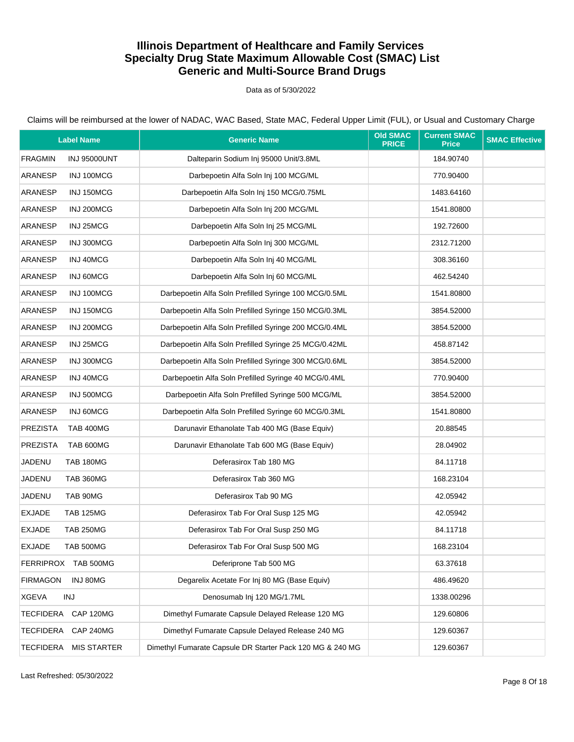# Illinois Department of Healthcare and Family Services
# Specialty Drug State Maximum Allowable Cost (SMAC) List
# Generic and Multi-Source Brand Drugs

Data as of 5/30/2022

Claims will be reimbursed at the lower of NADAC, WAC Based, State MAC, Federal Upper Limit (FUL), or Usual and Customary Charge

| Label Name | Generic Name | Old SMAC PRICE | Current SMAC Price | SMAC Effective |
|---|---|---|---|---|
| FRAGMIN INJ 95000UNT | Dalteparin Sodium Inj 95000 Unit/3.8ML | | 184.90740 | |
| ARANESP INJ 100MCG | Darbepoetin Alfa Soln Inj 100 MCG/ML | | 770.90400 | |
| ARANESP INJ 150MCG | Darbepoetin Alfa Soln Inj 150 MCG/0.75ML | | 1483.64160 | |
| ARANESP INJ 200MCG | Darbepoetin Alfa Soln Inj 200 MCG/ML | | 1541.80800 | |
| ARANESP INJ 25MCG | Darbepoetin Alfa Soln Inj 25 MCG/ML | | 192.72600 | |
| ARANESP INJ 300MCG | Darbepoetin Alfa Soln Inj 300 MCG/ML | | 2312.71200 | |
| ARANESP INJ 40MCG | Darbepoetin Alfa Soln Inj 40 MCG/ML | | 308.36160 | |
| ARANESP INJ 60MCG | Darbepoetin Alfa Soln Inj 60 MCG/ML | | 462.54240 | |
| ARANESP INJ 100MCG | Darbepoetin Alfa Soln Prefilled Syringe 100 MCG/0.5ML | | 1541.80800 | |
| ARANESP INJ 150MCG | Darbepoetin Alfa Soln Prefilled Syringe 150 MCG/0.3ML | | 3854.52000 | |
| ARANESP INJ 200MCG | Darbepoetin Alfa Soln Prefilled Syringe 200 MCG/0.4ML | | 3854.52000 | |
| ARANESP INJ 25MCG | Darbepoetin Alfa Soln Prefilled Syringe 25 MCG/0.42ML | | 458.87142 | |
| ARANESP INJ 300MCG | Darbepoetin Alfa Soln Prefilled Syringe 300 MCG/0.6ML | | 3854.52000 | |
| ARANESP INJ 40MCG | Darbepoetin Alfa Soln Prefilled Syringe 40 MCG/0.4ML | | 770.90400 | |
| ARANESP INJ 500MCG | Darbepoetin Alfa Soln Prefilled Syringe 500 MCG/ML | | 3854.52000 | |
| ARANESP INJ 60MCG | Darbepoetin Alfa Soln Prefilled Syringe 60 MCG/0.3ML | | 1541.80800 | |
| PREZISTA TAB 400MG | Darunavir Ethanolate Tab 400 MG (Base Equiv) | | 20.88545 | |
| PREZISTA TAB 600MG | Darunavir Ethanolate Tab 600 MG (Base Equiv) | | 28.04902 | |
| JADENU TAB 180MG | Deferasirox Tab 180 MG | | 84.11718 | |
| JADENU TAB 360MG | Deferasirox Tab 360 MG | | 168.23104 | |
| JADENU TAB 90MG | Deferasirox Tab 90 MG | | 42.05942 | |
| EXJADE TAB 125MG | Deferasirox Tab For Oral Susp 125 MG | | 42.05942 | |
| EXJADE TAB 250MG | Deferasirox Tab For Oral Susp 250 MG | | 84.11718 | |
| EXJADE TAB 500MG | Deferasirox Tab For Oral Susp 500 MG | | 168.23104 | |
| FERRIPROX TAB 500MG | Deferiprone Tab 500 MG | | 63.37618 | |
| FIRMAGON INJ 80MG | Degarelix Acetate For Inj 80 MG (Base Equiv) | | 486.49620 | |
| XGEVA INJ | Denosumab Inj 120 MG/1.7ML | | 1338.00296 | |
| TECFIDERA CAP 120MG | Dimethyl Fumarate Capsule Delayed Release 120 MG | | 129.60806 | |
| TECFIDERA CAP 240MG | Dimethyl Fumarate Capsule Delayed Release 240 MG | | 129.60367 | |
| TECFIDERA MIS STARTER | Dimethyl Fumarate Capsule DR Starter Pack 120 MG & 240 MG | | 129.60367 | |

Last Refreshed: 05/30/2022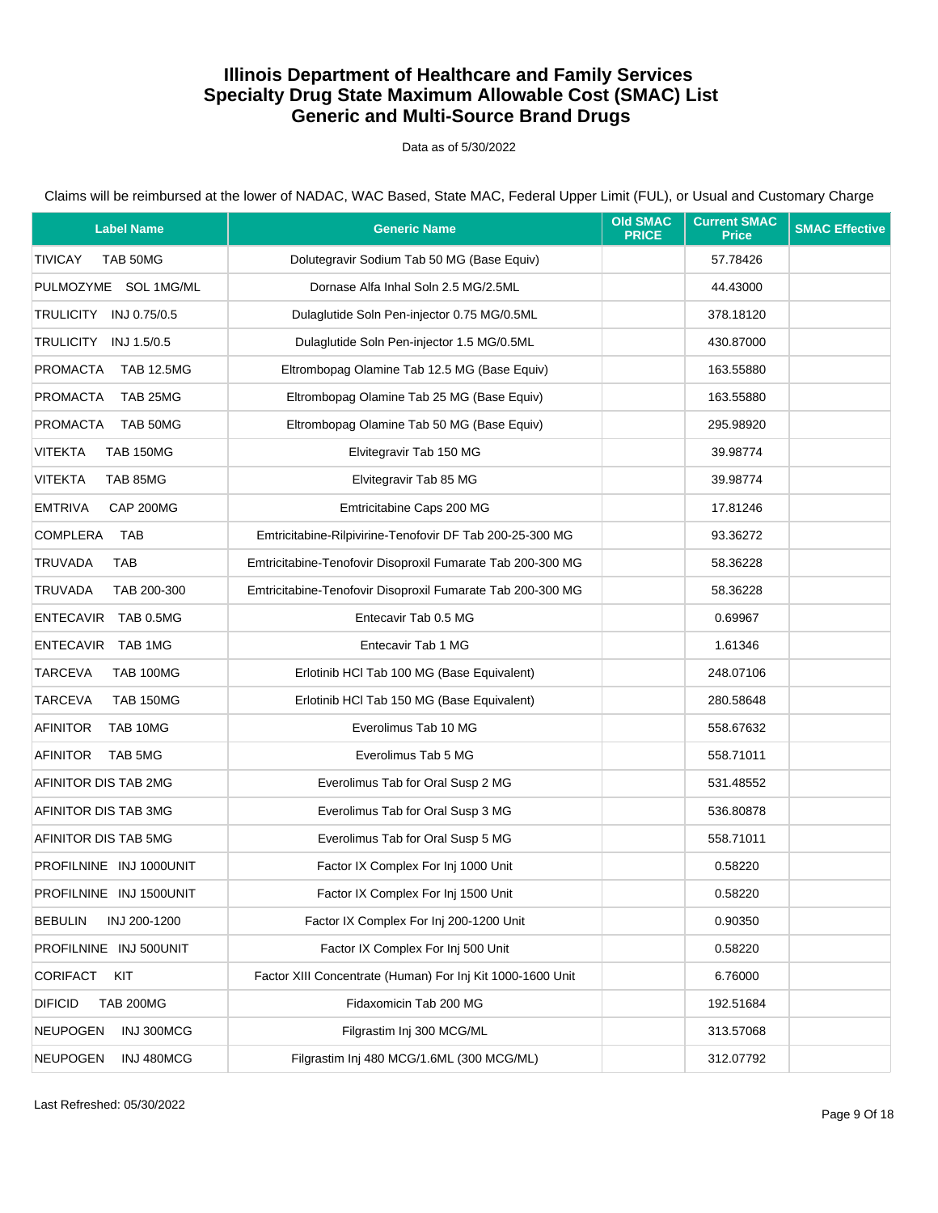# Illinois Department of Healthcare and Family Services
# Specialty Drug State Maximum Allowable Cost (SMAC) List
# Generic and Multi-Source Brand Drugs

Data as of 5/30/2022

Claims will be reimbursed at the lower of NADAC, WAC Based, State MAC, Federal Upper Limit (FUL), or Usual and Customary Charge

| Label Name | Generic Name | Old SMAC PRICE | Current SMAC Price | SMAC Effective |
|---|---|---|---|---|
| TIVICAY TAB 50MG | Dolutegravir Sodium Tab 50 MG (Base Equiv) | | 57.78426 | |
| PULMOZYME SOL 1MG/ML | Dornase Alfa Inhal Soln 2.5 MG/2.5ML | | 44.43000 | |
| TRULICITY INJ 0.75/0.5 | Dulaglutide Soln Pen-injector 0.75 MG/0.5ML | | 378.18120 | |
| TRULICITY INJ 1.5/0.5 | Dulaglutide Soln Pen-injector 1.5 MG/0.5ML | | 430.87000 | |
| PROMACTA TAB 12.5MG | Eltrombopag Olamine Tab 12.5 MG (Base Equiv) | | 163.55880 | |
| PROMACTA TAB 25MG | Eltrombopag Olamine Tab 25 MG (Base Equiv) | | 163.55880 | |
| PROMACTA TAB 50MG | Eltrombopag Olamine Tab 50 MG (Base Equiv) | | 295.98920 | |
| VITEKTA TAB 150MG | Elvitegravir Tab 150 MG | | 39.98774 | |
| VITEKTA TAB 85MG | Elvitegravir Tab 85 MG | | 39.98774 | |
| EMTRIVA CAP 200MG | Emtricitabine Caps 200 MG | | 17.81246 | |
| COMPLERA TAB | Emtricitabine-Rilpivirine-Tenofovir DF Tab 200-25-300 MG | | 93.36272 | |
| TRUVADA TAB | Emtricitabine-Tenofovir Disoproxil Fumarate Tab 200-300 MG | | 58.36228 | |
| TRUVADA TAB 200-300 | Emtricitabine-Tenofovir Disoproxil Fumarate Tab 200-300 MG | | 58.36228 | |
| ENTECAVIR TAB 0.5MG | Entecavir Tab 0.5 MG | | 0.69967 | |
| ENTECAVIR TAB 1MG | Entecavir Tab 1 MG | | 1.61346 | |
| TARCEVA TAB 100MG | Erlotinib HCl Tab 100 MG (Base Equivalent) | | 248.07106 | |
| TARCEVA TAB 150MG | Erlotinib HCl Tab 150 MG (Base Equivalent) | | 280.58648 | |
| AFINITOR TAB 10MG | Everolimus Tab 10 MG | | 558.67632 | |
| AFINITOR TAB 5MG | Everolimus Tab 5 MG | | 558.71011 | |
| AFINITOR DIS TAB 2MG | Everolimus Tab for Oral Susp 2 MG | | 531.48552 | |
| AFINITOR DIS TAB 3MG | Everolimus Tab for Oral Susp 3 MG | | 536.80878 | |
| AFINITOR DIS TAB 5MG | Everolimus Tab for Oral Susp 5 MG | | 558.71011 | |
| PROFILNINE INJ 1000UNIT | Factor IX Complex For Inj 1000 Unit | | 0.58220 | |
| PROFILNINE INJ 1500UNIT | Factor IX Complex For Inj 1500 Unit | | 0.58220 | |
| BEBULIN INJ 200-1200 | Factor IX Complex For Inj 200-1200 Unit | | 0.90350 | |
| PROFILNINE INJ 500UNIT | Factor IX Complex For Inj 500 Unit | | 0.58220 | |
| CORIFACT KIT | Factor XIII Concentrate (Human) For Inj Kit 1000-1600 Unit | | 6.76000 | |
| DIFICID TAB 200MG | Fidaxomicin Tab 200 MG | | 192.51684 | |
| NEUPOGEN INJ 300MCG | Filgrastim Inj 300 MCG/ML | | 313.57068 | |
| NEUPOGEN INJ 480MCG | Filgrastim Inj 480 MCG/1.6ML (300 MCG/ML) | | 312.07792 | |

Last Refreshed: 05/30/2022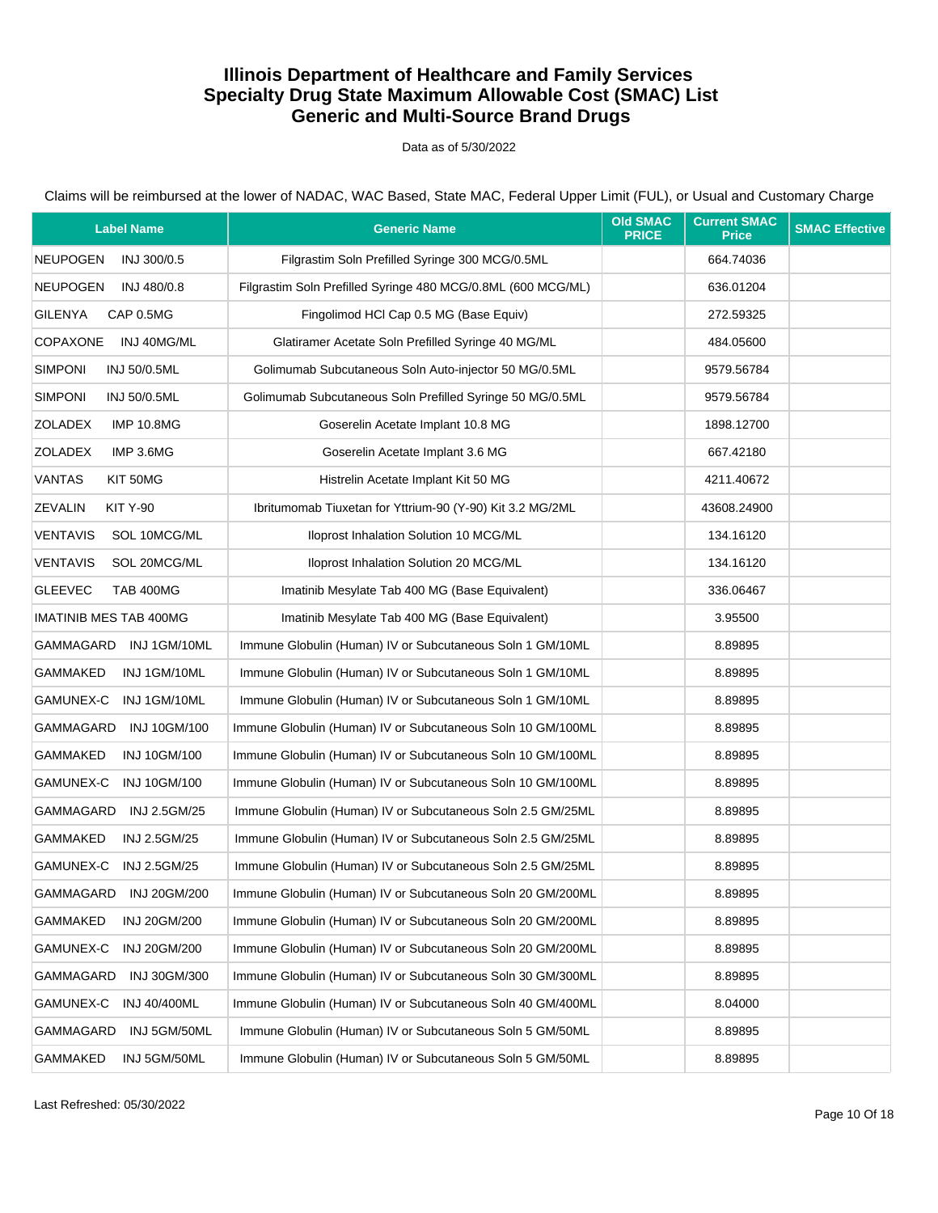# Illinois Department of Healthcare and Family Services
# Specialty Drug State Maximum Allowable Cost (SMAC) List
# Generic and Multi-Source Brand Drugs

Data as of 5/30/2022

Claims will be reimbursed at the lower of NADAC, WAC Based, State MAC, Federal Upper Limit (FUL), or Usual and Customary Charge

| Label Name | Generic Name | Old SMAC PRICE | Current SMAC Price | SMAC Effective |
|---|---|---|---|---|
| NEUPOGEN INJ 300/0.5 | Filgrastim Soln Prefilled Syringe 300 MCG/0.5ML | | 664.74036 | |
| NEUPOGEN INJ 480/0.8 | Filgrastim Soln Prefilled Syringe 480 MCG/0.8ML (600 MCG/ML) | | 636.01204 | |
| GILENYA CAP 0.5MG | Fingolimod HCl Cap 0.5 MG (Base Equiv) | | 272.59325 | |
| COPAXONE INJ 40MG/ML | Glatiramer Acetate Soln Prefilled Syringe 40 MG/ML | | 484.05600 | |
| SIMPONI INJ 50/0.5ML | Golimumab Subcutaneous Soln Auto-injector 50 MG/0.5ML | | 9579.56784 | |
| SIMPONI INJ 50/0.5ML | Golimumab Subcutaneous Soln Prefilled Syringe 50 MG/0.5ML | | 9579.56784 | |
| ZOLADEX IMP 10.8MG | Goserelin Acetate Implant 10.8 MG | | 1898.12700 | |
| ZOLADEX IMP 3.6MG | Goserelin Acetate Implant 3.6 MG | | 667.42180 | |
| VANTAS KIT 50MG | Histrelin Acetate Implant Kit 50 MG | | 4211.40672 | |
| ZEVALIN KIT Y-90 | Ibritumomab Tiuxetan for Yttrium-90 (Y-90) Kit 3.2 MG/2ML | | 43608.24900 | |
| VENTAVIS SOL 10MCG/ML | Iloprost Inhalation Solution 10 MCG/ML | | 134.16120 | |
| VENTAVIS SOL 20MCG/ML | Iloprost Inhalation Solution 20 MCG/ML | | 134.16120 | |
| GLEEVEC TAB 400MG | Imatinib Mesylate Tab 400 MG (Base Equivalent) | | 336.06467 | |
| IMATINIB MES TAB 400MG | Imatinib Mesylate Tab 400 MG (Base Equivalent) | | 3.95500 | |
| GAMMAGARD INJ 1GM/10ML | Immune Globulin (Human) IV or Subcutaneous Soln 1 GM/10ML | | 8.89895 | |
| GAMMAKED INJ 1GM/10ML | Immune Globulin (Human) IV or Subcutaneous Soln 1 GM/10ML | | 8.89895 | |
| GAMUNEX-C INJ 1GM/10ML | Immune Globulin (Human) IV or Subcutaneous Soln 1 GM/10ML | | 8.89895 | |
| GAMMAGARD INJ 10GM/100 | Immune Globulin (Human) IV or Subcutaneous Soln 10 GM/100ML | | 8.89895 | |
| GAMMAKED INJ 10GM/100 | Immune Globulin (Human) IV or Subcutaneous Soln 10 GM/100ML | | 8.89895 | |
| GAMUNEX-C INJ 10GM/100 | Immune Globulin (Human) IV or Subcutaneous Soln 10 GM/100ML | | 8.89895 | |
| GAMMAGARD INJ 2.5GM/25 | Immune Globulin (Human) IV or Subcutaneous Soln 2.5 GM/25ML | | 8.89895 | |
| GAMMAKED INJ 2.5GM/25 | Immune Globulin (Human) IV or Subcutaneous Soln 2.5 GM/25ML | | 8.89895 | |
| GAMUNEX-C INJ 2.5GM/25 | Immune Globulin (Human) IV or Subcutaneous Soln 2.5 GM/25ML | | 8.89895 | |
| GAMMAGARD INJ 20GM/200 | Immune Globulin (Human) IV or Subcutaneous Soln 20 GM/200ML | | 8.89895 | |
| GAMMAKED INJ 20GM/200 | Immune Globulin (Human) IV or Subcutaneous Soln 20 GM/200ML | | 8.89895 | |
| GAMUNEX-C INJ 20GM/200 | Immune Globulin (Human) IV or Subcutaneous Soln 20 GM/200ML | | 8.89895 | |
| GAMMAGARD INJ 30GM/300 | Immune Globulin (Human) IV or Subcutaneous Soln 30 GM/300ML | | 8.89895 | |
| GAMUNEX-C INJ 40/400ML | Immune Globulin (Human) IV or Subcutaneous Soln 40 GM/400ML | | 8.04000 | |
| GAMMAGARD INJ 5GM/50ML | Immune Globulin (Human) IV or Subcutaneous Soln 5 GM/50ML | | 8.89895 | |
| GAMMAKED INJ 5GM/50ML | Immune Globulin (Human) IV or Subcutaneous Soln 5 GM/50ML | | 8.89895 | |

Last Refreshed: 05/30/2022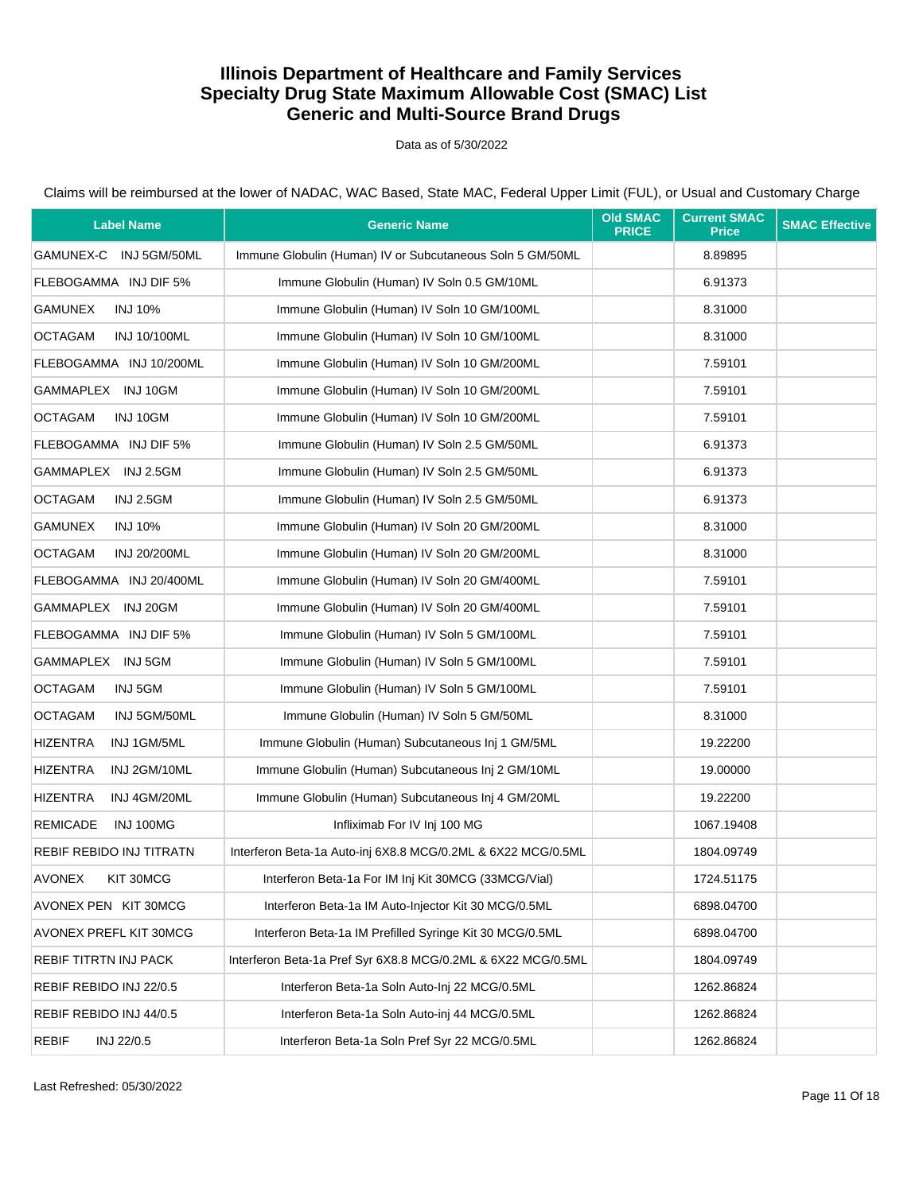# Illinois Department of Healthcare and Family Services
## Specialty Drug State Maximum Allowable Cost (SMAC) List
## Generic and Multi-Source Brand Drugs

Data as of 5/30/2022

Claims will be reimbursed at the lower of NADAC, WAC Based, State MAC, Federal Upper Limit (FUL), or Usual and Customary Charge

| Label Name | Generic Name | Old SMAC PRICE | Current SMAC Price | SMAC Effective |
|---|---|---|---|---|
| GAMUNEX-C INJ 5GM/50ML | Immune Globulin (Human) IV or Subcutaneous Soln 5 GM/50ML | | 8.89895 | |
| FLEBOGAMMA INJ DIF 5% | Immune Globulin (Human) IV Soln 0.5 GM/10ML | | 6.91373 | |
| GAMUNEX INJ 10% | Immune Globulin (Human) IV Soln 10 GM/100ML | | 8.31000 | |
| OCTAGAM INJ 10/100ML | Immune Globulin (Human) IV Soln 10 GM/100ML | | 8.31000 | |
| FLEBOGAMMA INJ 10/200ML | Immune Globulin (Human) IV Soln 10 GM/200ML | | 7.59101 | |
| GAMMAPLEX INJ 10GM | Immune Globulin (Human) IV Soln 10 GM/200ML | | 7.59101 | |
| OCTAGAM INJ 10GM | Immune Globulin (Human) IV Soln 10 GM/200ML | | 7.59101 | |
| FLEBOGAMMA INJ DIF 5% | Immune Globulin (Human) IV Soln 2.5 GM/50ML | | 6.91373 | |
| GAMMAPLEX INJ 2.5GM | Immune Globulin (Human) IV Soln 2.5 GM/50ML | | 6.91373 | |
| OCTAGAM INJ 2.5GM | Immune Globulin (Human) IV Soln 2.5 GM/50ML | | 6.91373 | |
| GAMUNEX INJ 10% | Immune Globulin (Human) IV Soln 20 GM/200ML | | 8.31000 | |
| OCTAGAM INJ 20/200ML | Immune Globulin (Human) IV Soln 20 GM/200ML | | 8.31000 | |
| FLEBOGAMMA INJ 20/400ML | Immune Globulin (Human) IV Soln 20 GM/400ML | | 7.59101 | |
| GAMMAPLEX INJ 20GM | Immune Globulin (Human) IV Soln 20 GM/400ML | | 7.59101 | |
| FLEBOGAMMA INJ DIF 5% | Immune Globulin (Human) IV Soln 5 GM/100ML | | 7.59101 | |
| GAMMAPLEX INJ 5GM | Immune Globulin (Human) IV Soln 5 GM/100ML | | 7.59101 | |
| OCTAGAM INJ 5GM | Immune Globulin (Human) IV Soln 5 GM/100ML | | 7.59101 | |
| OCTAGAM INJ 5GM/50ML | Immune Globulin (Human) IV Soln 5 GM/50ML | | 8.31000 | |
| HIZENTRA INJ 1GM/5ML | Immune Globulin (Human) Subcutaneous Inj 1 GM/5ML | | 19.22200 | |
| HIZENTRA INJ 2GM/10ML | Immune Globulin (Human) Subcutaneous Inj 2 GM/10ML | | 19.00000 | |
| HIZENTRA INJ 4GM/20ML | Immune Globulin (Human) Subcutaneous Inj 4 GM/20ML | | 19.22200 | |
| REMICADE INJ 100MG | Infliximab For IV Inj 100 MG | | 1067.19408 | |
| REBIF REBIDO INJ TITRATN | Interferon Beta-1a Auto-inj 6X8.8 MCG/0.2ML & 6X22 MCG/0.5ML | | 1804.09749 | |
| AVONEX KIT 30MCG | Interferon Beta-1a For IM Inj Kit 30MCG (33MCG/Vial) | | 1724.51175 | |
| AVONEX PEN KIT 30MCG | Interferon Beta-1a IM Auto-Injector Kit 30 MCG/0.5ML | | 6898.04700 | |
| AVONEX PREFL KIT 30MCG | Interferon Beta-1a IM Prefilled Syringe Kit 30 MCG/0.5ML | | 6898.04700 | |
| REBIF TITRTN INJ PACK | Interferon Beta-1a Pref Syr 6X8.8 MCG/0.2ML & 6X22 MCG/0.5ML | | 1804.09749 | |
| REBIF REBIDO INJ 22/0.5 | Interferon Beta-1a Soln Auto-Inj 22 MCG/0.5ML | | 1262.86824 | |
| REBIF REBIDO INJ 44/0.5 | Interferon Beta-1a Soln Auto-inj 44 MCG/0.5ML | | 1262.86824 | |
| REBIF INJ 22/0.5 | Interferon Beta-1a Soln Pref Syr 22 MCG/0.5ML | | 1262.86824 | |

Last Refreshed: 05/30/2022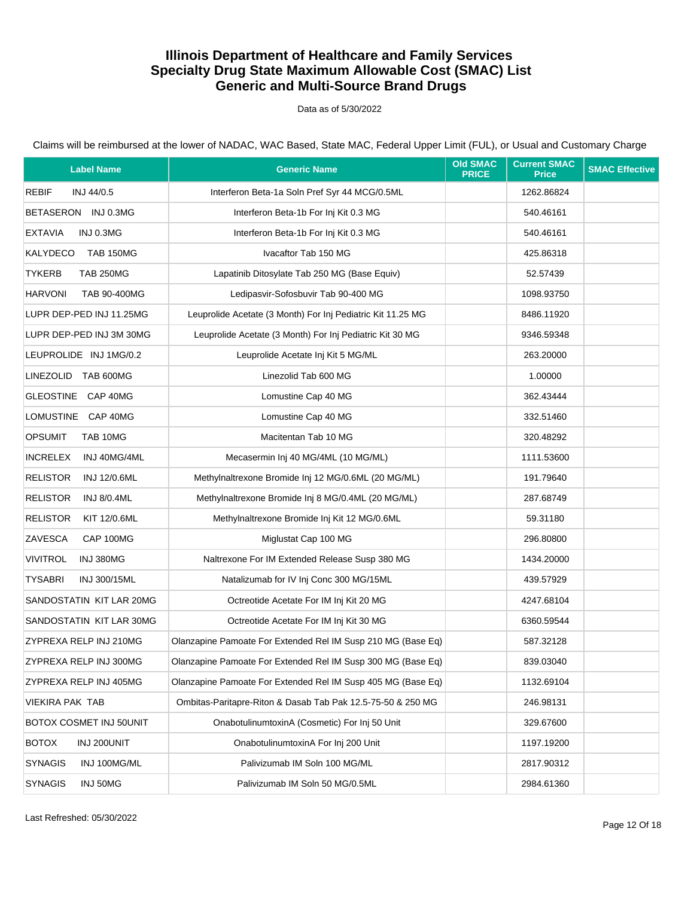# Illinois Department of Healthcare and Family Services
# Specialty Drug State Maximum Allowable Cost (SMAC) List
# Generic and Multi-Source Brand Drugs

Data as of 5/30/2022

Claims will be reimbursed at the lower of NADAC, WAC Based, State MAC, Federal Upper Limit (FUL), or Usual and Customary Charge

| Label Name | Generic Name | Old SMAC PRICE | Current SMAC Price | SMAC Effective |
|---|---|---|---|---|
| REBIF INJ 44/0.5 | Interferon Beta-1a Soln Pref Syr 44 MCG/0.5ML | | 1262.86824 | |
| BETASERON INJ 0.3MG | Interferon Beta-1b For Inj Kit 0.3 MG | | 540.46161 | |
| EXTAVIA INJ 0.3MG | Interferon Beta-1b For Inj Kit 0.3 MG | | 540.46161 | |
| KALYDECO TAB 150MG | Ivacaftor Tab 150 MG | | 425.86318 | |
| TYKERB TAB 250MG | Lapatinib Ditosylate Tab 250 MG (Base Equiv) | | 52.57439 | |
| HARVONI TAB 90-400MG | Ledipasvir-Sofosbuvir Tab 90-400 MG | | 1098.93750 | |
| LUPR DEP-PED INJ 11.25MG | Leuprolide Acetate (3 Month) For Inj Pediatric Kit 11.25 MG | | 8486.11920 | |
| LUPR DEP-PED INJ 3M 30MG | Leuprolide Acetate (3 Month) For Inj Pediatric Kit 30 MG | | 9346.59348 | |
| LEUPROLIDE INJ 1MG/0.2 | Leuprolide Acetate Inj Kit 5 MG/ML | | 263.20000 | |
| LINEZOLID TAB 600MG | Linezolid Tab 600 MG | | 1.00000 | |
| GLEOSTINE CAP 40MG | Lomustine Cap 40 MG | | 362.43444 | |
| LOMUSTINE CAP 40MG | Lomustine Cap 40 MG | | 332.51460 | |
| OPSUMIT TAB 10MG | Macitentan Tab 10 MG | | 320.48292 | |
| INCRELEX INJ 40MG/4ML | Mecasermin Inj 40 MG/4ML (10 MG/ML) | | 1111.53600 | |
| RELISTOR INJ 12/0.6ML | Methylnaltrexone Bromide Inj 12 MG/0.6ML (20 MG/ML) | | 191.79640 | |
| RELISTOR INJ 8/0.4ML | Methylnaltrexone Bromide Inj 8 MG/0.4ML (20 MG/ML) | | 287.68749 | |
| RELISTOR KIT 12/0.6ML | Methylnaltrexone Bromide Inj Kit 12 MG/0.6ML | | 59.31180 | |
| ZAVESCA CAP 100MG | Miglustat Cap 100 MG | | 296.80800 | |
| VIVITROL INJ 380MG | Naltrexone For IM Extended Release Susp 380 MG | | 1434.20000 | |
| TYSABRI INJ 300/15ML | Natalizumab for IV Inj Conc 300 MG/15ML | | 439.57929 | |
| SANDOSTATIN KIT LAR 20MG | Octreotide Acetate For IM Inj Kit 20 MG | | 4247.68104 | |
| SANDOSTATIN KIT LAR 30MG | Octreotide Acetate For IM Inj Kit 30 MG | | 6360.59544 | |
| ZYPREXA RELP INJ 210MG | Olanzapine Pamoate For Extended Rel IM Susp 210 MG (Base Eq) | | 587.32128 | |
| ZYPREXA RELP INJ 300MG | Olanzapine Pamoate For Extended Rel IM Susp 300 MG (Base Eq) | | 839.03040 | |
| ZYPREXA RELP INJ 405MG | Olanzapine Pamoate For Extended Rel IM Susp 405 MG (Base Eq) | | 1132.69104 | |
| VIEKIRA PAK TAB | Ombitas-Paritapre-Riton & Dasab Tab Pak 12.5-75-50 & 250 MG | | 246.98131 | |
| BOTOX COSMET INJ 50UNIT | OnabotulinumtoxinA (Cosmetic) For Inj 50 Unit | | 329.67600 | |
| BOTOX INJ 200UNIT | OnabotulinumtoxinA For Inj 200 Unit | | 1197.19200 | |
| SYNAGIS INJ 100MG/ML | Palivizumab IM Soln 100 MG/ML | | 2817.90312 | |
| SYNAGIS INJ 50MG | Palivizumab IM Soln 50 MG/0.5ML | | 2984.61360 | |

Last Refreshed: 05/30/2022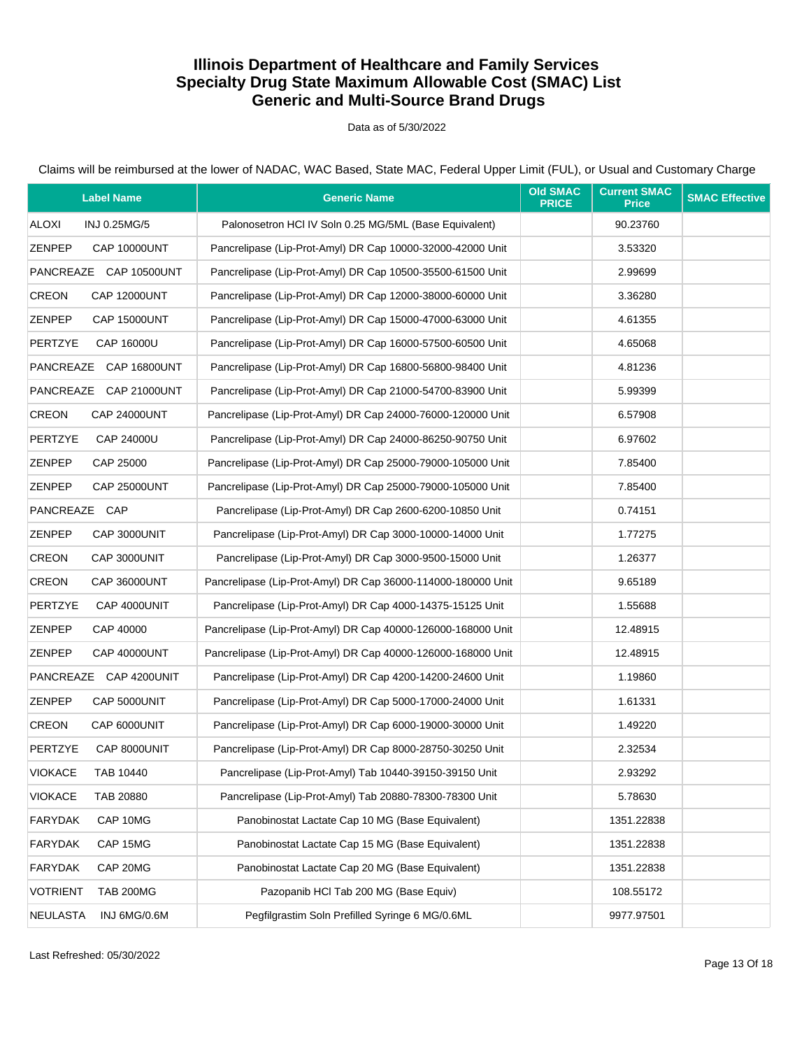# Illinois Department of Healthcare and Family Services
# Specialty Drug State Maximum Allowable Cost (SMAC) List
# Generic and Multi-Source Brand Drugs

Data as of 5/30/2022

Claims will be reimbursed at the lower of NADAC, WAC Based, State MAC, Federal Upper Limit (FUL), or Usual and Customary Charge

| Label Name | Generic Name | Old SMAC PRICE | Current SMAC Price | SMAC Effective |
|---|---|---|---|---|
| ALOXI INJ 0.25MG/5 | Palonosetron HCl IV Soln 0.25 MG/5ML (Base Equivalent) | | 90.23760 | |
| ZENPEP CAP 10000UNT | Pancrelipase (Lip-Prot-Amyl) DR Cap 10000-32000-42000 Unit | | 3.53320 | |
| PANCREAZE CAP 10500UNT | Pancrelipase (Lip-Prot-Amyl) DR Cap 10500-35500-61500 Unit | | 2.99699 | |
| CREON CAP 12000UNT | Pancrelipase (Lip-Prot-Amyl) DR Cap 12000-38000-60000 Unit | | 3.36280 | |
| ZENPEP CAP 15000UNT | Pancrelipase (Lip-Prot-Amyl) DR Cap 15000-47000-63000 Unit | | 4.61355 | |
| PERTZYE CAP 16000U | Pancrelipase (Lip-Prot-Amyl) DR Cap 16000-57500-60500 Unit | | 4.65068 | |
| PANCREAZE CAP 16800UNT | Pancrelipase (Lip-Prot-Amyl) DR Cap 16800-56800-98400 Unit | | 4.81236 | |
| PANCREAZE CAP 21000UNT | Pancrelipase (Lip-Prot-Amyl) DR Cap 21000-54700-83900 Unit | | 5.99399 | |
| CREON CAP 24000UNT | Pancrelipase (Lip-Prot-Amyl) DR Cap 24000-76000-120000 Unit | | 6.57908 | |
| PERTZYE CAP 24000U | Pancrelipase (Lip-Prot-Amyl) DR Cap 24000-86250-90750 Unit | | 6.97602 | |
| ZENPEP CAP 25000 | Pancrelipase (Lip-Prot-Amyl) DR Cap 25000-79000-105000 Unit | | 7.85400 | |
| ZENPEP CAP 25000UNT | Pancrelipase (Lip-Prot-Amyl) DR Cap 25000-79000-105000 Unit | | 7.85400 | |
| PANCREAZE CAP | Pancrelipase (Lip-Prot-Amyl) DR Cap 2600-6200-10850 Unit | | 0.74151 | |
| ZENPEP CAP 3000UNIT | Pancrelipase (Lip-Prot-Amyl) DR Cap 3000-10000-14000 Unit | | 1.77275 | |
| CREON CAP 3000UNIT | Pancrelipase (Lip-Prot-Amyl) DR Cap 3000-9500-15000 Unit | | 1.26377 | |
| CREON CAP 36000UNT | Pancrelipase (Lip-Prot-Amyl) DR Cap 36000-114000-180000 Unit | | 9.65189 | |
| PERTZYE CAP 4000UNIT | Pancrelipase (Lip-Prot-Amyl) DR Cap 4000-14375-15125 Unit | | 1.55688 | |
| ZENPEP CAP 40000 | Pancrelipase (Lip-Prot-Amyl) DR Cap 40000-126000-168000 Unit | | 12.48915 | |
| ZENPEP CAP 40000UNT | Pancrelipase (Lip-Prot-Amyl) DR Cap 40000-126000-168000 Unit | | 12.48915 | |
| PANCREAZE CAP 4200UNIT | Pancrelipase (Lip-Prot-Amyl) DR Cap 4200-14200-24600 Unit | | 1.19860 | |
| ZENPEP CAP 5000UNIT | Pancrelipase (Lip-Prot-Amyl) DR Cap 5000-17000-24000 Unit | | 1.61331 | |
| CREON CAP 6000UNIT | Pancrelipase (Lip-Prot-Amyl) DR Cap 6000-19000-30000 Unit | | 1.49220 | |
| PERTZYE CAP 8000UNIT | Pancrelipase (Lip-Prot-Amyl) DR Cap 8000-28750-30250 Unit | | 2.32534 | |
| VIOKACE TAB 10440 | Pancrelipase (Lip-Prot-Amyl) Tab 10440-39150-39150 Unit | | 2.93292 | |
| VIOKACE TAB 20880 | Pancrelipase (Lip-Prot-Amyl) Tab 20880-78300-78300 Unit | | 5.78630 | |
| FARYDAK CAP 10MG | Panobinostat Lactate Cap 10 MG (Base Equivalent) | | 1351.22838 | |
| FARYDAK CAP 15MG | Panobinostat Lactate Cap 15 MG (Base Equivalent) | | 1351.22838 | |
| FARYDAK CAP 20MG | Panobinostat Lactate Cap 20 MG (Base Equivalent) | | 1351.22838 | |
| VOTRIENT TAB 200MG | Pazopanib HCl Tab 200 MG (Base Equiv) | | 108.55172 | |
| NEULASTA INJ 6MG/0.6M | Pegfilgrastim Soln Prefilled Syringe 6 MG/0.6ML | | 9977.97501 | |

Last Refreshed: 05/30/2022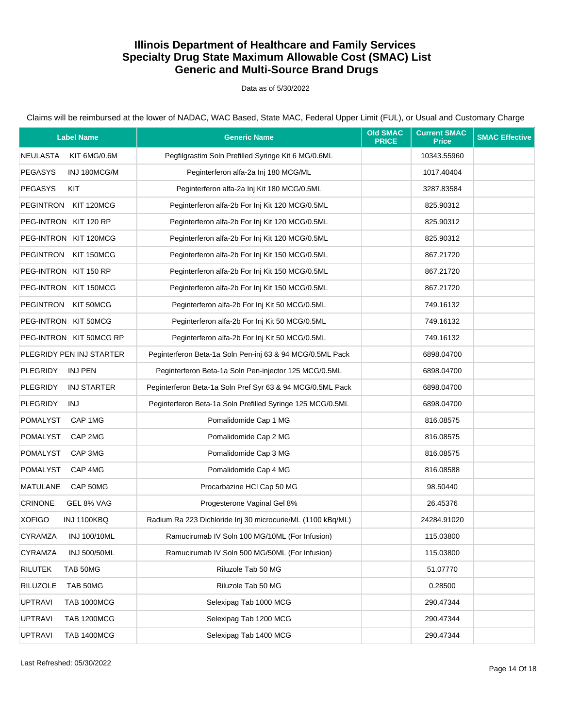# Illinois Department of Healthcare and Family Services
# Specialty Drug State Maximum Allowable Cost (SMAC) List
# Generic and Multi-Source Brand Drugs

Data as of 5/30/2022

Claims will be reimbursed at the lower of NADAC, WAC Based, State MAC, Federal Upper Limit (FUL), or Usual and Customary Charge

| Label Name | Generic Name | Old SMAC PRICE | Current SMAC Price | SMAC Effective |
|---|---|---|---|---|
| NEULASTA KIT 6MG/0.6M | Pegfilgrastim Soln Prefilled Syringe Kit 6 MG/0.6ML | | 10343.55960 | |
| PEGASYS INJ 180MCG/M | Peginterferon alfa-2a Inj 180 MCG/ML | | 1017.40404 | |
| PEGASYS KIT | Peginterferon alfa-2a Inj Kit 180 MCG/0.5ML | | 3287.83584 | |
| PEGINTRON KIT 120MCG | Peginterferon alfa-2b For Inj Kit 120 MCG/0.5ML | | 825.90312 | |
| PEG-INTRON KIT 120 RP | Peginterferon alfa-2b For Inj Kit 120 MCG/0.5ML | | 825.90312 | |
| PEG-INTRON KIT 120MCG | Peginterferon alfa-2b For Inj Kit 120 MCG/0.5ML | | 825.90312 | |
| PEGINTRON KIT 150MCG | Peginterferon alfa-2b For Inj Kit 150 MCG/0.5ML | | 867.21720 | |
| PEG-INTRON KIT 150 RP | Peginterferon alfa-2b For Inj Kit 150 MCG/0.5ML | | 867.21720 | |
| PEG-INTRON KIT 150MCG | Peginterferon alfa-2b For Inj Kit 150 MCG/0.5ML | | 867.21720 | |
| PEGINTRON KIT 50MCG | Peginterferon alfa-2b For Inj Kit 50 MCG/0.5ML | | 749.16132 | |
| PEG-INTRON KIT 50MCG | Peginterferon alfa-2b For Inj Kit 50 MCG/0.5ML | | 749.16132 | |
| PEG-INTRON KIT 50MCG RP | Peginterferon alfa-2b For Inj Kit 50 MCG/0.5ML | | 749.16132 | |
| PLEGRIDY PEN INJ STARTER | Peginterferon Beta-1a Soln Pen-inj 63 & 94 MCG/0.5ML Pack | | 6898.04700 | |
| PLEGRIDY INJ PEN | Peginterferon Beta-1a Soln Pen-injector 125 MCG/0.5ML | | 6898.04700 | |
| PLEGRIDY INJ STARTER | Peginterferon Beta-1a Soln Pref Syr 63 & 94 MCG/0.5ML Pack | | 6898.04700 | |
| PLEGRIDY INJ | Peginterferon Beta-1a Soln Prefilled Syringe 125 MCG/0.5ML | | 6898.04700 | |
| POMALYST CAP 1MG | Pomalidomide Cap 1 MG | | 816.08575 | |
| POMALYST CAP 2MG | Pomalidomide Cap 2 MG | | 816.08575 | |
| POMALYST CAP 3MG | Pomalidomide Cap 3 MG | | 816.08575 | |
| POMALYST CAP 4MG | Pomalidomide Cap 4 MG | | 816.08588 | |
| MATULANE CAP 50MG | Procarbazine HCl Cap 50 MG | | 98.50440 | |
| CRINONE GEL 8% VAG | Progesterone Vaginal Gel 8% | | 26.45376 | |
| XOFIGO INJ 1100KBQ | Radium Ra 223 Dichloride Inj 30 microcurie/ML (1100 kBq/ML) | | 24284.91020 | |
| CYRAMZA INJ 100/10ML | Ramucirumab IV Soln 100 MG/10ML (For Infusion) | | 115.03800 | |
| CYRAMZA INJ 500/50ML | Ramucirumab IV Soln 500 MG/50ML (For Infusion) | | 115.03800 | |
| RILUTEK TAB 50MG | Riluzole Tab 50 MG | | 51.07770 | |
| RILUZOLE TAB 50MG | Riluzole Tab 50 MG | | 0.28500 | |
| UPTRAVI TAB 1000MCG | Selexipag Tab 1000 MCG | | 290.47344 | |
| UPTRAVI TAB 1200MCG | Selexipag Tab 1200 MCG | | 290.47344 | |
| UPTRAVI TAB 1400MCG | Selexipag Tab 1400 MCG | | 290.47344 | |

Last Refreshed: 05/30/2022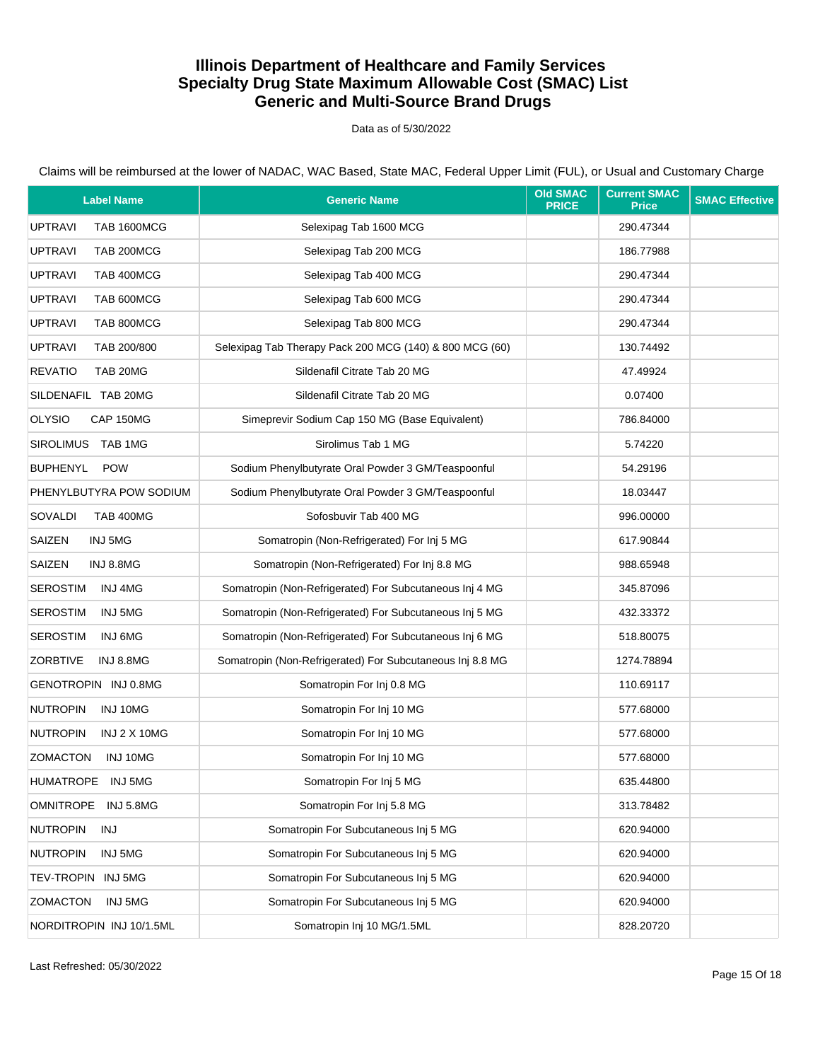# Illinois Department of Healthcare and Family Services
## Specialty Drug State Maximum Allowable Cost (SMAC) List
## Generic and Multi-Source Brand Drugs

Data as of 5/30/2022

Claims will be reimbursed at the lower of NADAC, WAC Based, State MAC, Federal Upper Limit (FUL), or Usual and Customary Charge

| Label Name | Generic Name | Old SMAC PRICE | Current SMAC Price | SMAC Effective |
|---|---|---|---|---|
| UPTRAVI TAB 1600MCG | Selexipag Tab 1600 MCG | | 290.47344 | |
| UPTRAVI TAB 200MCG | Selexipag Tab 200 MCG | | 186.77988 | |
| UPTRAVI TAB 400MCG | Selexipag Tab 400 MCG | | 290.47344 | |
| UPTRAVI TAB 600MCG | Selexipag Tab 600 MCG | | 290.47344 | |
| UPTRAVI TAB 800MCG | Selexipag Tab 800 MCG | | 290.47344 | |
| UPTRAVI TAB 200/800 | Selexipag Tab Therapy Pack 200 MCG (140) & 800 MCG (60) | | 130.74492 | |
| REVATIO TAB 20MG | Sildenafil Citrate Tab 20 MG | | 47.49924 | |
| SILDENAFIL TAB 20MG | Sildenafil Citrate Tab 20 MG | | 0.07400 | |
| OLYSIO CAP 150MG | Simeprevir Sodium Cap 150 MG (Base Equivalent) | | 786.84000 | |
| SIROLIMUS TAB 1MG | Sirolimus Tab 1 MG | | 5.74220 | |
| BUPHENYL POW | Sodium Phenylbutyrate Oral Powder 3 GM/Teaspoonful | | 54.29196 | |
| PHENYLBUTYRA POW SODIUM | Sodium Phenylbutyrate Oral Powder 3 GM/Teaspoonful | | 18.03447 | |
| SOVALDI TAB 400MG | Sofosbuvir Tab 400 MG | | 996.00000 | |
| SAIZEN INJ 5MG | Somatropin (Non-Refrigerated) For Inj 5 MG | | 617.90844 | |
| SAIZEN INJ 8.8MG | Somatropin (Non-Refrigerated) For Inj 8.8 MG | | 988.65948 | |
| SEROSTIM INJ 4MG | Somatropin (Non-Refrigerated) For Subcutaneous Inj 4 MG | | 345.87096 | |
| SEROSTIM INJ 5MG | Somatropin (Non-Refrigerated) For Subcutaneous Inj 5 MG | | 432.33372 | |
| SEROSTIM INJ 6MG | Somatropin (Non-Refrigerated) For Subcutaneous Inj 6 MG | | 518.80075 | |
| ZORBTIVE INJ 8.8MG | Somatropin (Non-Refrigerated) For Subcutaneous Inj 8.8 MG | | 1274.78894 | |
| GENOTROPIN INJ 0.8MG | Somatropin For Inj 0.8 MG | | 110.69117 | |
| NUTROPIN INJ 10MG | Somatropin For Inj 10 MG | | 577.68000 | |
| NUTROPIN INJ 2 X 10MG | Somatropin For Inj 10 MG | | 577.68000 | |
| ZOMACTON INJ 10MG | Somatropin For Inj 10 MG | | 577.68000 | |
| HUMATROPE INJ 5MG | Somatropin For Inj 5 MG | | 635.44800 | |
| OMNITROPE INJ 5.8MG | Somatropin For Inj 5.8 MG | | 313.78482 | |
| NUTROPIN INJ | Somatropin For Subcutaneous Inj 5 MG | | 620.94000 | |
| NUTROPIN INJ 5MG | Somatropin For Subcutaneous Inj 5 MG | | 620.94000 | |
| TEV-TROPIN INJ 5MG | Somatropin For Subcutaneous Inj 5 MG | | 620.94000 | |
| ZOMACTON INJ 5MG | Somatropin For Subcutaneous Inj 5 MG | | 620.94000 | |
| NORDITROPIN INJ 10/1.5ML | Somatropin Inj 10 MG/1.5ML | | 828.20720 | |

Last Refreshed: 05/30/2022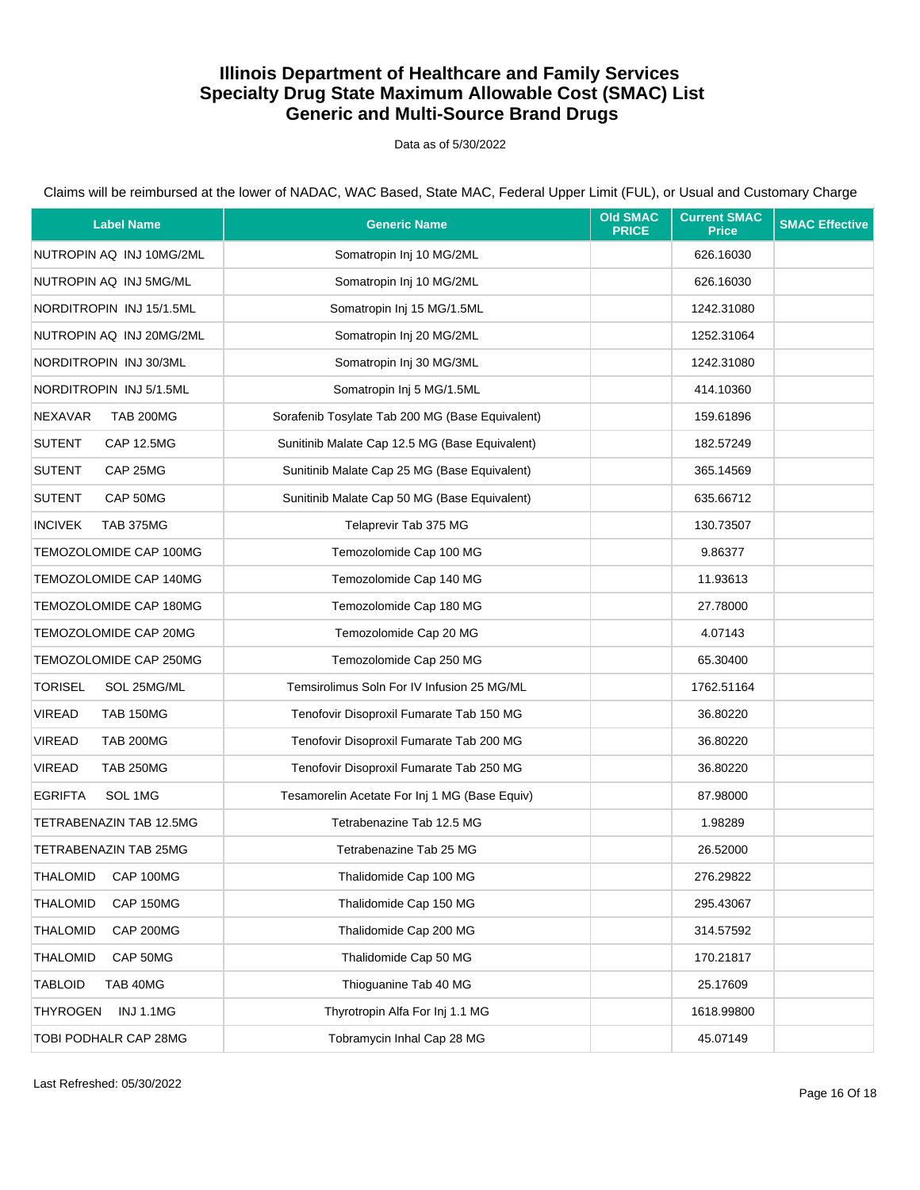# Illinois Department of Healthcare and Family Services
# Specialty Drug State Maximum Allowable Cost (SMAC) List
# Generic and Multi-Source Brand Drugs

Data as of 5/30/2022

Claims will be reimbursed at the lower of NADAC, WAC Based, State MAC, Federal Upper Limit (FUL), or Usual and Customary Charge

| Label Name | Generic Name | Old SMAC PRICE | Current SMAC Price | SMAC Effective |
|---|---|---|---|---|
| NUTROPIN AQ INJ 10MG/2ML | Somatropin Inj 10 MG/2ML | | 626.16030 | |
| NUTROPIN AQ INJ 5MG/ML | Somatropin Inj 10 MG/2ML | | 626.16030 | |
| NORDITROPIN INJ 15/1.5ML | Somatropin Inj 15 MG/1.5ML | | 1242.31080 | |
| NUTROPIN AQ INJ 20MG/2ML | Somatropin Inj 20 MG/2ML | | 1252.31064 | |
| NORDITROPIN INJ 30/3ML | Somatropin Inj 30 MG/3ML | | 1242.31080 | |
| NORDITROPIN INJ 5/1.5ML | Somatropin Inj 5 MG/1.5ML | | 414.10360 | |
| NEXAVAR TAB 200MG | Sorafenib Tosylate Tab 200 MG (Base Equivalent) | | 159.61896 | |
| SUTENT CAP 12.5MG | Sunitinib Malate Cap 12.5 MG (Base Equivalent) | | 182.57249 | |
| SUTENT CAP 25MG | Sunitinib Malate Cap 25 MG (Base Equivalent) | | 365.14569 | |
| SUTENT CAP 50MG | Sunitinib Malate Cap 50 MG (Base Equivalent) | | 635.66712 | |
| INCIVEK TAB 375MG | Telaprevir Tab 375 MG | | 130.73507 | |
| TEMOZOLOMIDE CAP 100MG | Temozolomide Cap 100 MG | | 9.86377 | |
| TEMOZOLOMIDE CAP 140MG | Temozolomide Cap 140 MG | | 11.93613 | |
| TEMOZOLOMIDE CAP 180MG | Temozolomide Cap 180 MG | | 27.78000 | |
| TEMOZOLOMIDE CAP 20MG | Temozolomide Cap 20 MG | | 4.07143 | |
| TEMOZOLOMIDE CAP 250MG | Temozolomide Cap 250 MG | | 65.30400 | |
| TORISEL SOL 25MG/ML | Temsirolimus Soln For IV Infusion 25 MG/ML | | 1762.51164 | |
| VIREAD TAB 150MG | Tenofovir Disoproxil Fumarate Tab 150 MG | | 36.80220 | |
| VIREAD TAB 200MG | Tenofovir Disoproxil Fumarate Tab 200 MG | | 36.80220 | |
| VIREAD TAB 250MG | Tenofovir Disoproxil Fumarate Tab 250 MG | | 36.80220 | |
| EGRIFTA SOL 1MG | Tesamorelin Acetate For Inj 1 MG (Base Equiv) | | 87.98000 | |
| TETRABENAZIN TAB 12.5MG | Tetrabenazine Tab 12.5 MG | | 1.98289 | |
| TETRABENAZIN TAB 25MG | Tetrabenazine Tab 25 MG | | 26.52000 | |
| THALOMID CAP 100MG | Thalidomide Cap 100 MG | | 276.29822 | |
| THALOMID CAP 150MG | Thalidomide Cap 150 MG | | 295.43067 | |
| THALOMID CAP 200MG | Thalidomide Cap 200 MG | | 314.57592 | |
| THALOMID CAP 50MG | Thalidomide Cap 50 MG | | 170.21817 | |
| TABLOID TAB 40MG | Thioguanine Tab 40 MG | | 25.17609 | |
| THYROGEN INJ 1.1MG | Thyrotropin Alfa For Inj 1.1 MG | | 1618.99800 | |
| TOBI PODHALR CAP 28MG | Tobramycin Inhal Cap 28 MG | | 45.07149 | |

Last Refreshed: 05/30/2022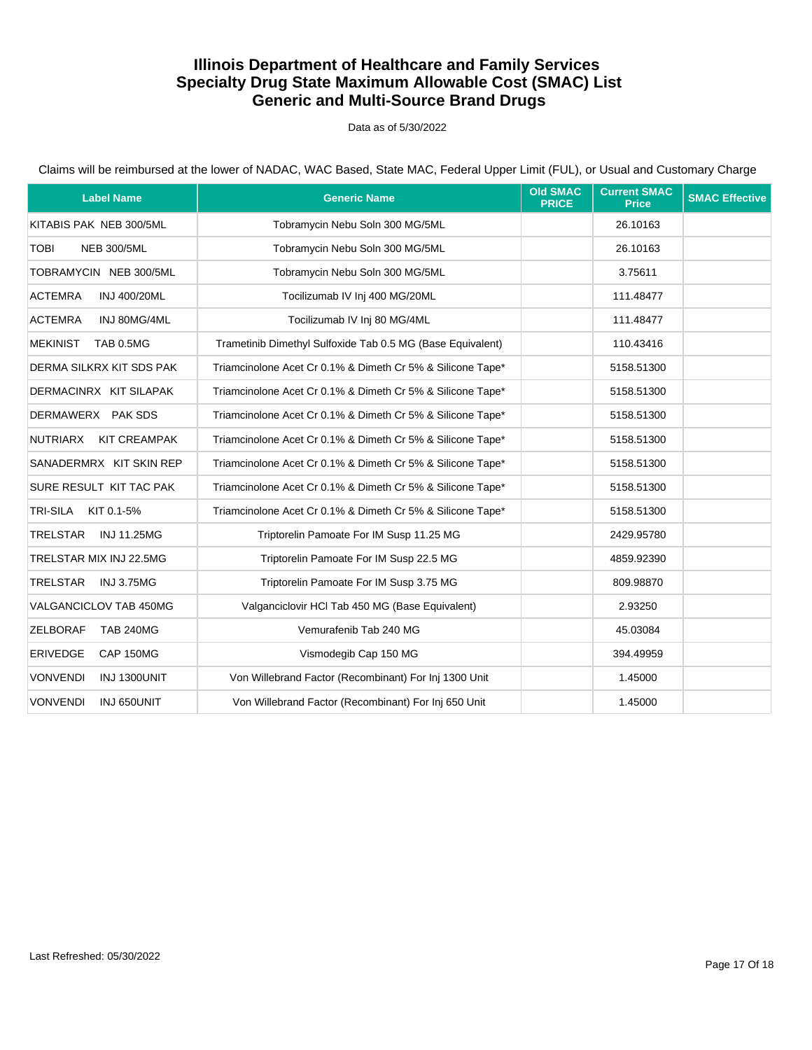# Illinois Department of Healthcare and Family Services
# Specialty Drug State Maximum Allowable Cost (SMAC) List
# Generic and Multi-Source Brand Drugs

Data as of 5/30/2022

Claims will be reimbursed at the lower of NADAC, WAC Based, State MAC, Federal Upper Limit (FUL), or Usual and Customary Charge

| Label Name | Generic Name | Old SMAC PRICE | Current SMAC Price | SMAC Effective |
|---|---|---|---|---|
| KITABIS PAK NEB 300/5ML | Tobramycin Nebu Soln 300 MG/5ML | | 26.10163 | |
| TOBI NEB 300/5ML | Tobramycin Nebu Soln 300 MG/5ML | | 26.10163 | |
| TOBRAMYCIN NEB 300/5ML | Tobramycin Nebu Soln 300 MG/5ML | | 3.75611 | |
| ACTEMRA INJ 400/20ML | Tocilizumab IV Inj 400 MG/20ML | | 111.48477 | |
| ACTEMRA INJ 80MG/4ML | Tocilizumab IV Inj 80 MG/4ML | | 111.48477 | |
| MEKINIST TAB 0.5MG | Trametinib Dimethyl Sulfoxide Tab 0.5 MG (Base Equivalent) | | 110.43416 | |
| DERMA SILKRX KIT SDS PAK | Triamcinolone Acet Cr 0.1% & Dimeth Cr 5% & Silicone Tape* | | 5158.51300 | |
| DERMACINRX KIT SILAPAK | Triamcinolone Acet Cr 0.1% & Dimeth Cr 5% & Silicone Tape* | | 5158.51300 | |
| DERMAWERX PAK SDS | Triamcinolone Acet Cr 0.1% & Dimeth Cr 5% & Silicone Tape* | | 5158.51300 | |
| NUTRIARX KIT CREAMPAK | Triamcinolone Acet Cr 0.1% & Dimeth Cr 5% & Silicone Tape* | | 5158.51300 | |
| SANADERMRX KIT SKIN REP | Triamcinolone Acet Cr 0.1% & Dimeth Cr 5% & Silicone Tape* | | 5158.51300 | |
| SURE RESULT KIT TAC PAK | Triamcinolone Acet Cr 0.1% & Dimeth Cr 5% & Silicone Tape* | | 5158.51300 | |
| TRI-SILA KIT 0.1-5% | Triamcinolone Acet Cr 0.1% & Dimeth Cr 5% & Silicone Tape* | | 5158.51300 | |
| TRELSTAR INJ 11.25MG | Triptorelin Pamoate For IM Susp 11.25 MG | | 2429.95780 | |
| TRELSTAR MIX INJ 22.5MG | Triptorelin Pamoate For IM Susp 22.5 MG | | 4859.92390 | |
| TRELSTAR INJ 3.75MG | Triptorelin Pamoate For IM Susp 3.75 MG | | 809.98870 | |
| VALGANCICLOV TAB 450MG | Valganciclovir HCl Tab 450 MG (Base Equivalent) | | 2.93250 | |
| ZELBORAF TAB 240MG | Vemurafenib Tab 240 MG | | 45.03084 | |
| ERIVEDGE CAP 150MG | Vismodegib Cap 150 MG | | 394.49959 | |
| VONVENDI INJ 1300UNIT | Von Willebrand Factor (Recombinant) For Inj 1300 Unit | | 1.45000 | |
| VONVENDI INJ 650UNIT | Von Willebrand Factor (Recombinant) For Inj 650 Unit | | 1.45000 | |

Last Refreshed: 05/30/2022